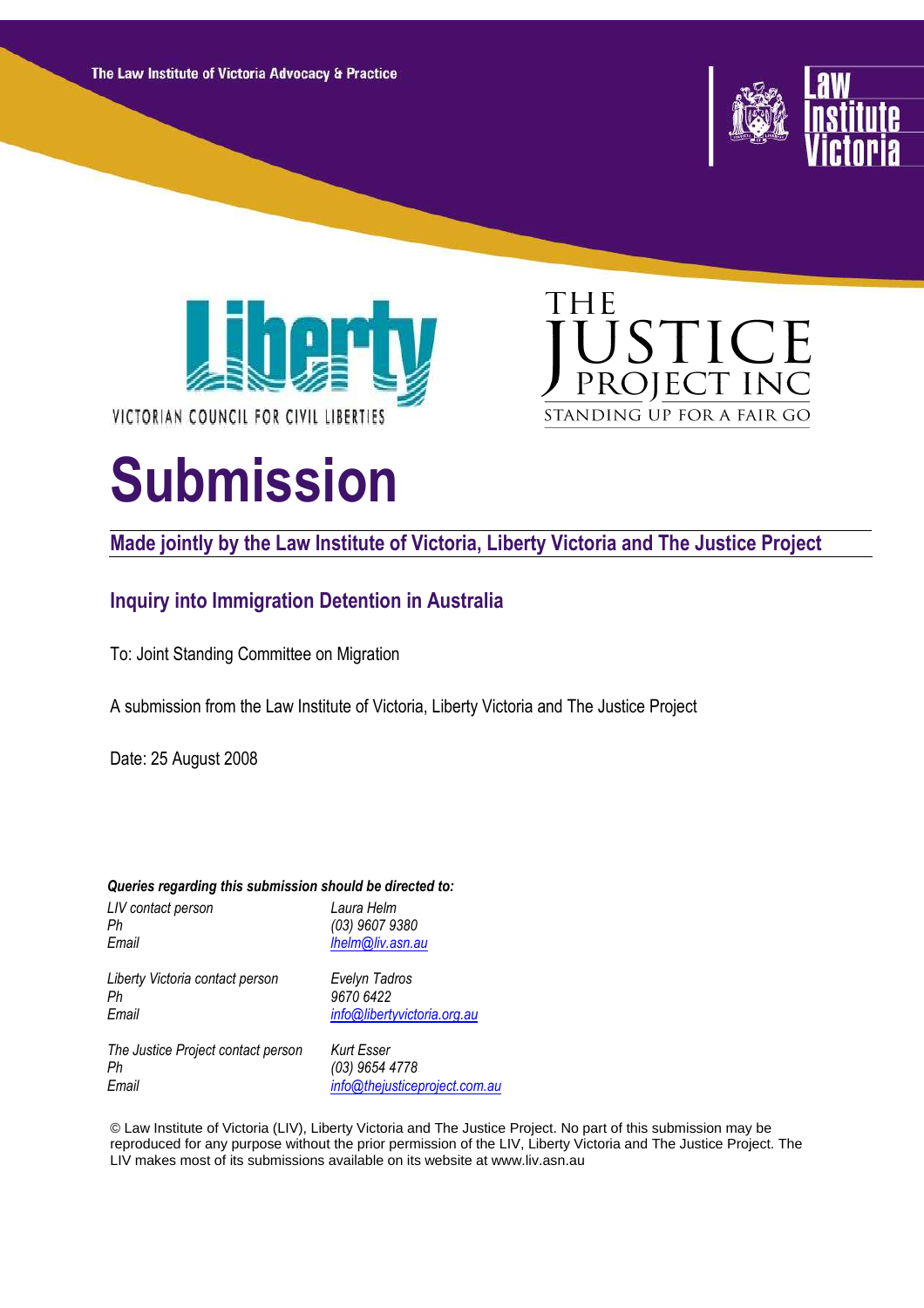The Law Institute of Victoria Advocacy & Practice

# Submission

## Made jointly by the Law Institute of Victoria, Liberty Victoria and The Justice Project

### Inquiry into Immigration Detention in Australia

To: Joint Standing Committee on Migration

A submission from the Law Institute of Victoria, Liberty Victoria and The Justice Project

Date: 25 August 2008

***Queries regarding this submission should be directed to:***

| | |
|---|---|
| *LIV contact person* | *Laura Helm* |
| *Ph* | *(03) 9607 9380* |
| *Email* | *lhelm@liv.asn.au* |
| *Liberty Victoria contact person* | *Evelyn Tadros* |
| *Ph* | *9670 6422* |
| *Email* | *info@libertyvictoria.org.au* |
| *The Justice Project contact person* | *Kurt Esser* |
| *Ph* | *(03) 9654 4778* |
| *Email* | *info@thejusticeproject.com.au* |

© Law Institute of Victoria (LIV), Liberty Victoria and The Justice Project. No part of this submission may be reproduced for any purpose without the prior permission of the LIV, Liberty Victoria and The Justice Project. The LIV makes most of its submissions available on its website at www.liv.asn.au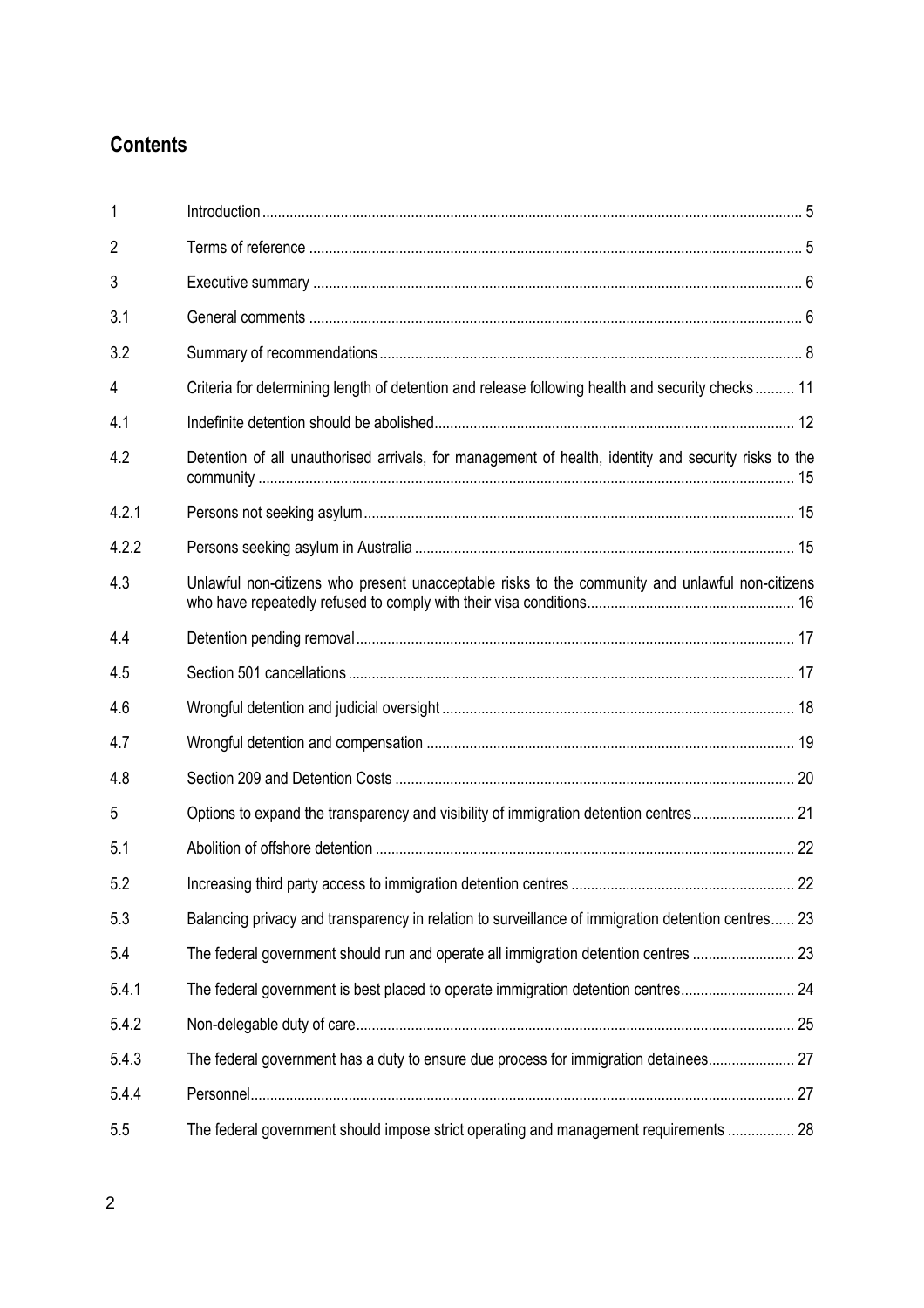## Contents

| | | |
|---|---|---|
| 1 | Introduction | 5 |
| 2 | Terms of reference | 5 |
| 3 | Executive summary | 6 |
| 3.1 | General comments | 6 |
| 3.2 | Summary of recommendations | 8 |
| 4 | Criteria for determining length of detention and release following health and security checks | 11 |
| 4.1 | Indefinite detention should be abolished | 12 |
| 4.2 | Detention of all unauthorised arrivals, for management of health, identity and security risks to the community | 15 |
| 4.2.1 | Persons not seeking asylum | 15 |
| 4.2.2 | Persons seeking asylum in Australia | 15 |
| 4.3 | Unlawful non-citizens who present unacceptable risks to the community and unlawful non-citizens who have repeatedly refused to comply with their visa conditions | 16 |
| 4.4 | Detention pending removal | 17 |
| 4.5 | Section 501 cancellations | 17 |
| 4.6 | Wrongful detention and judicial oversight | 18 |
| 4.7 | Wrongful detention and compensation | 19 |
| 4.8 | Section 209 and Detention Costs | 20 |
| 5 | Options to expand the transparency and visibility of immigration detention centres | 21 |
| 5.1 | Abolition of offshore detention | 22 |
| 5.2 | Increasing third party access to immigration detention centres | 22 |
| 5.3 | Balancing privacy and transparency in relation to surveillance of immigration detention centres | 23 |
| 5.4 | The federal government should run and operate all immigration detention centres | 23 |
| 5.4.1 | The federal government is best placed to operate immigration detention centres | 24 |
| 5.4.2 | Non-delegable duty of care | 25 |
| 5.4.3 | The federal government has a duty to ensure due process for immigration detainees | 27 |
| 5.4.4 | Personnel | 27 |
| 5.5 | The federal government should impose strict operating and management requirements | 28 |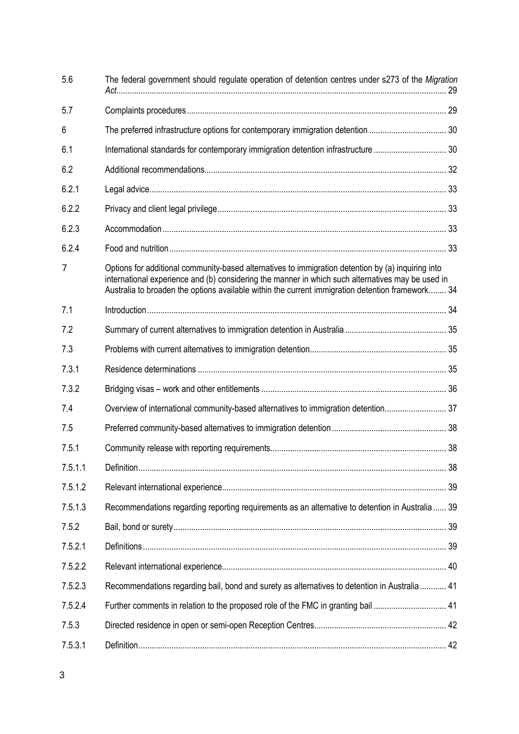| | | |
|---|---|---|
| 5.6 | The federal government should regulate operation of detention centres under s273 of the *Migration Act* | 29 |
| 5.7 | Complaints procedures | 29 |
| 6 | The preferred infrastructure options for contemporary immigration detention | 30 |
| 6.1 | International standards for contemporary immigration detention infrastructure | 30 |
| 6.2 | Additional recommendations | 32 |
| 6.2.1 | Legal advice | 33 |
| 6.2.2 | Privacy and client legal privilege | 33 |
| 6.2.3 | Accommodation | 33 |
| 6.2.4 | Food and nutrition | 33 |
| 7 | Options for additional community-based alternatives to immigration detention by (a) inquiring into international experience and (b) considering the manner in which such alternatives may be used in Australia to broaden the options available within the current immigration detention framework | 34 |
| 7.1 | Introduction | 34 |
| 7.2 | Summary of current alternatives to immigration detention in Australia | 35 |
| 7.3 | Problems with current alternatives to immigration detention | 35 |
| 7.3.1 | Residence determinations | 35 |
| 7.3.2 | Bridging visas – work and other entitlements | 36 |
| 7.4 | Overview of international community-based alternatives to immigration detention | 37 |
| 7.5 | Preferred community-based alternatives to immigration detention | 38 |
| 7.5.1 | Community release with reporting requirements | 38 |
| 7.5.1.1 | Definition | 38 |
| 7.5.1.2 | Relevant international experience | 39 |
| 7.5.1.3 | Recommendations regarding reporting requirements as an alternative to detention in Australia | 39 |
| 7.5.2 | Bail, bond or surety | 39 |
| 7.5.2.1 | Definitions | 39 |
| 7.5.2.2 | Relevant international experience | 40 |
| 7.5.2.3 | Recommendations regarding bail, bond and surety as alternatives to detention in Australia | 41 |
| 7.5.2.4 | Further comments in relation to the proposed role of the FMC in granting bail | 41 |
| 7.5.3 | Directed residence in open or semi-open Reception Centres | 42 |
| 7.5.3.1 | Definition | 42 |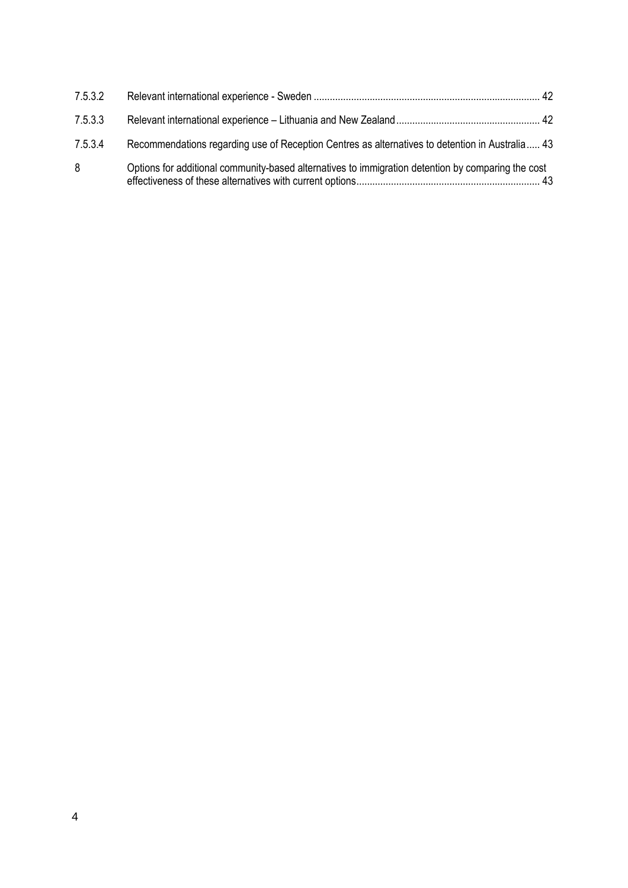| | | |
|---|---|---|
| 7.5.3.2 | Relevant international experience - Sweden | 42 |
| 7.5.3.3 | Relevant international experience – Lithuania and New Zealand | 42 |
| 7.5.3.4 | Recommendations regarding use of Reception Centres as alternatives to detention in Australia | 43 |
| 8 | Options for additional community-based alternatives to immigration detention by comparing the cost effectiveness of these alternatives with current options | 43 |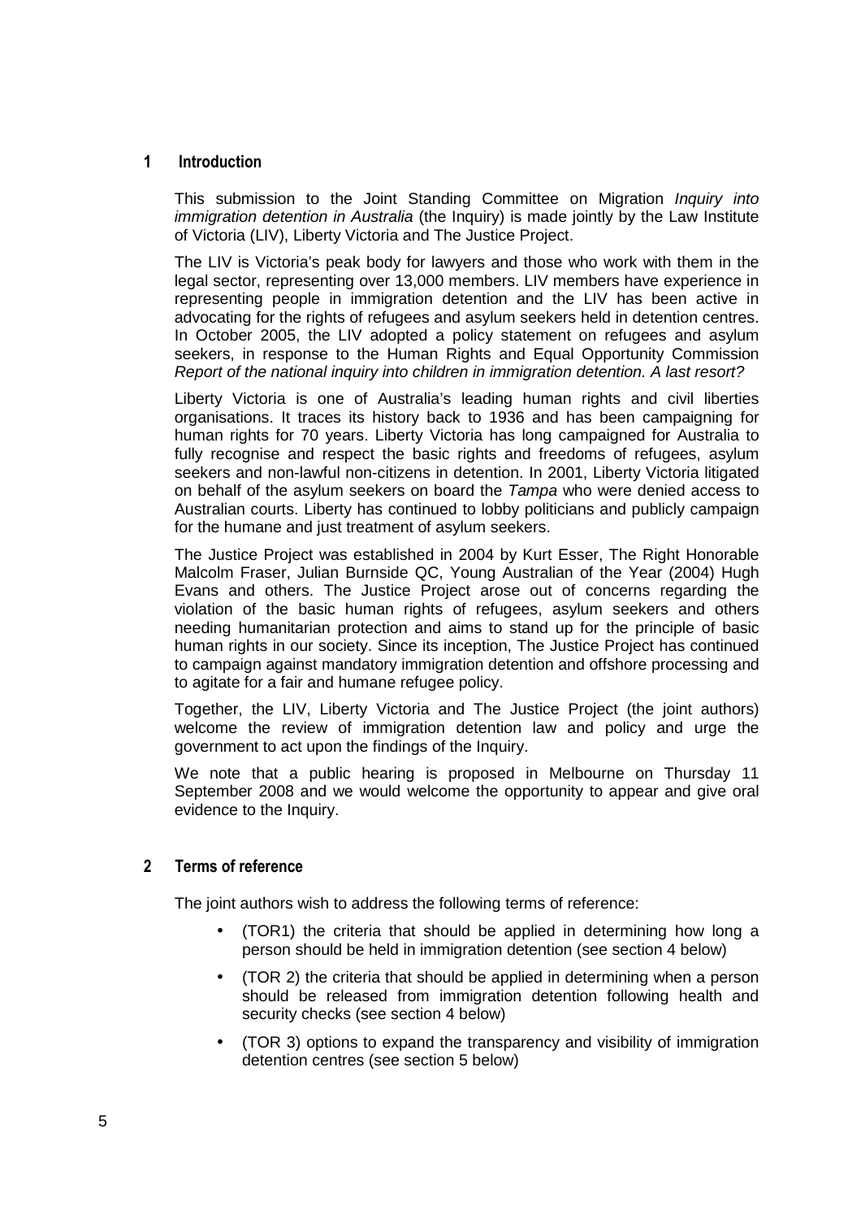## 1 Introduction

This submission to the Joint Standing Committee on Migration *Inquiry into immigration detention in Australia* (the Inquiry) is made jointly by the Law Institute of Victoria (LIV), Liberty Victoria and The Justice Project.

The LIV is Victoria's peak body for lawyers and those who work with them in the legal sector, representing over 13,000 members. LIV members have experience in representing people in immigration detention and the LIV has been active in advocating for the rights of refugees and asylum seekers held in detention centres. In October 2005, the LIV adopted a policy statement on refugees and asylum seekers, in response to the Human Rights and Equal Opportunity Commission *Report of the national inquiry into children in immigration detention. A last resort?*

Liberty Victoria is one of Australia's leading human rights and civil liberties organisations. It traces its history back to 1936 and has been campaigning for human rights for 70 years. Liberty Victoria has long campaigned for Australia to fully recognise and respect the basic rights and freedoms of refugees, asylum seekers and non-lawful non-citizens in detention. In 2001, Liberty Victoria litigated on behalf of the asylum seekers on board the *Tampa* who were denied access to Australian courts. Liberty has continued to lobby politicians and publicly campaign for the humane and just treatment of asylum seekers.

The Justice Project was established in 2004 by Kurt Esser, The Right Honorable Malcolm Fraser, Julian Burnside QC, Young Australian of the Year (2004) Hugh Evans and others. The Justice Project arose out of concerns regarding the violation of the basic human rights of refugees, asylum seekers and others needing humanitarian protection and aims to stand up for the principle of basic human rights in our society. Since its inception, The Justice Project has continued to campaign against mandatory immigration detention and offshore processing and to agitate for a fair and humane refugee policy.

Together, the LIV, Liberty Victoria and The Justice Project (the joint authors) welcome the review of immigration detention law and policy and urge the government to act upon the findings of the Inquiry.

We note that a public hearing is proposed in Melbourne on Thursday 11 September 2008 and we would welcome the opportunity to appear and give oral evidence to the Inquiry.

## 2 Terms of reference

The joint authors wish to address the following terms of reference:

- (TOR1) the criteria that should be applied in determining how long a person should be held in immigration detention (see section 4 below)
- (TOR 2) the criteria that should be applied in determining when a person should be released from immigration detention following health and security checks (see section 4 below)
- (TOR 3) options to expand the transparency and visibility of immigration detention centres (see section 5 below)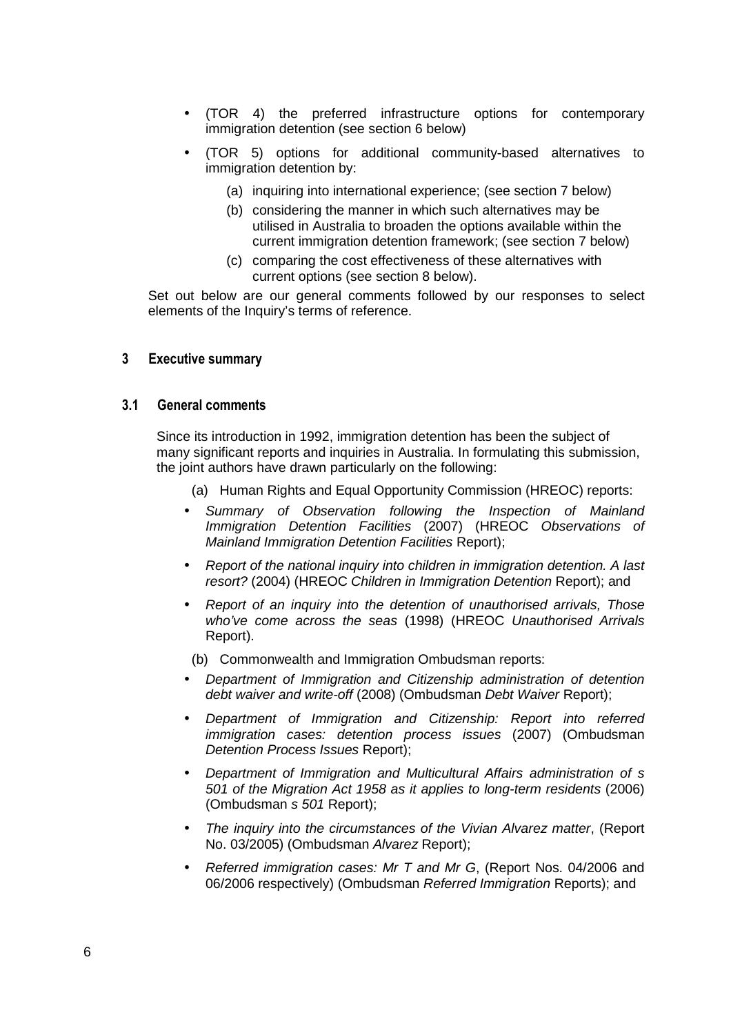- (TOR 4) the preferred infrastructure options for contemporary immigration detention (see section 6 below)
- (TOR 5) options for additional community-based alternatives to immigration detention by:
  - (a) inquiring into international experience; (see section 7 below)
  - (b) considering the manner in which such alternatives may be utilised in Australia to broaden the options available within the current immigration detention framework; (see section 7 below)
  - (c) comparing the cost effectiveness of these alternatives with current options (see section 8 below).

Set out below are our general comments followed by our responses to select elements of the Inquiry's terms of reference.

## 3 Executive summary

### 3.1 General comments

Since its introduction in 1992, immigration detention has been the subject of many significant reports and inquiries in Australia. In formulating this submission, the joint authors have drawn particularly on the following:

(a) Human Rights and Equal Opportunity Commission (HREOC) reports:

- *Summary of Observation following the Inspection of Mainland Immigration Detention Facilities* (2007) (HREOC *Observations of Mainland Immigration Detention Facilities* Report);
- *Report of the national inquiry into children in immigration detention. A last resort?* (2004) (HREOC *Children in Immigration Detention* Report); and
- *Report of an inquiry into the detention of unauthorised arrivals, Those who've come across the seas* (1998) (HREOC *Unauthorised Arrivals* Report).

(b) Commonwealth and Immigration Ombudsman reports:

- *Department of Immigration and Citizenship administration of detention debt waiver and write-off* (2008) (Ombudsman *Debt Waiver* Report);
- *Department of Immigration and Citizenship: Report into referred immigration cases: detention process issues* (2007) (Ombudsman *Detention Process Issues* Report);
- *Department of Immigration and Multicultural Affairs administration of s 501 of the Migration Act 1958 as it applies to long-term residents* (2006) (Ombudsman *s 501* Report);
- *The inquiry into the circumstances of the Vivian Alvarez matter*, (Report No. 03/2005) (Ombudsman *Alvarez* Report);
- *Referred immigration cases: Mr T and Mr G*, (Report Nos. 04/2006 and 06/2006 respectively) (Ombudsman *Referred Immigration* Reports); and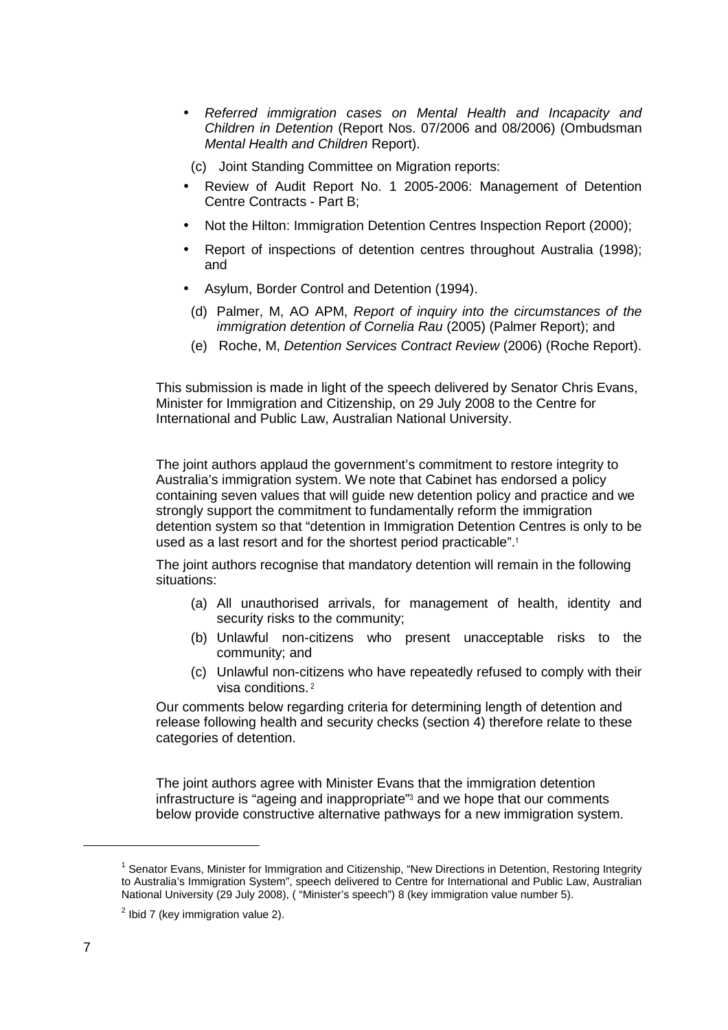- *Referred immigration cases on Mental Health and Incapacity and Children in Detention* (Report Nos. 07/2006 and 08/2006) (Ombudsman *Mental Health and Children* Report).

(c) Joint Standing Committee on Migration reports:

- Review of Audit Report No. 1 2005-2006: Management of Detention Centre Contracts - Part B;
- Not the Hilton: Immigration Detention Centres Inspection Report (2000);
- Report of inspections of detention centres throughout Australia (1998); and
- Asylum, Border Control and Detention (1994).

(d) Palmer, M, AO APM, *Report of inquiry into the circumstances of the immigration detention of Cornelia Rau* (2005) (Palmer Report); and

(e) Roche, M, *Detention Services Contract Review* (2006) (Roche Report).

This submission is made in light of the speech delivered by Senator Chris Evans, Minister for Immigration and Citizenship, on 29 July 2008 to the Centre for International and Public Law, Australian National University.

The joint authors applaud the government's commitment to restore integrity to Australia's immigration system. We note that Cabinet has endorsed a policy containing seven values that will guide new detention policy and practice and we strongly support the commitment to fundamentally reform the immigration detention system so that "detention in Immigration Detention Centres is only to be used as a last resort and for the shortest period practicable".[1]

The joint authors recognise that mandatory detention will remain in the following situations:

(a) All unauthorised arrivals, for management of health, identity and security risks to the community;

(b) Unlawful non-citizens who present unacceptable risks to the community; and

(c) Unlawful non-citizens who have repeatedly refused to comply with their visa conditions.[2]

Our comments below regarding criteria for determining length of detention and release following health and security checks (section 4) therefore relate to these categories of detention.

The joint authors agree with Minister Evans that the immigration detention infrastructure is "ageing and inappropriate"[3] and we hope that our comments below provide constructive alternative pathways for a new immigration system.

---

[1] Senator Evans, Minister for Immigration and Citizenship, "New Directions in Detention, Restoring Integrity to Australia's Immigration System", speech delivered to Centre for International and Public Law, Australian National University (29 July 2008), ( "Minister's speech") 8 (key immigration value number 5).

[2] Ibid 7 (key immigration value 2).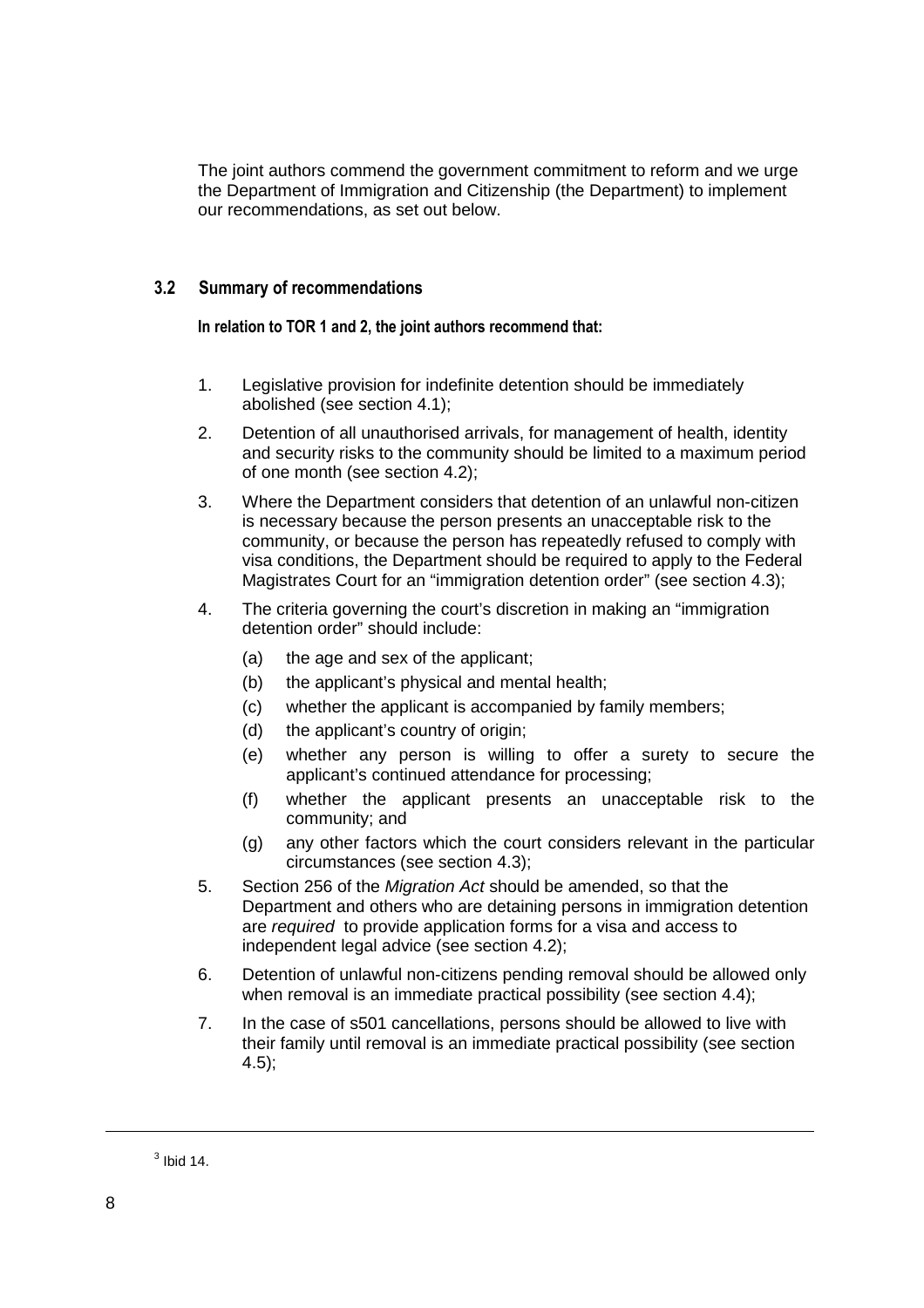The joint authors commend the government commitment to reform and we urge the Department of Immigration and Citizenship (the Department) to implement our recommendations, as set out below.

### 3.2 Summary of recommendations

**In relation to TOR 1 and 2, the joint authors recommend that:**

1. Legislative provision for indefinite detention should be immediately abolished (see section 4.1);
2. Detention of all unauthorised arrivals, for management of health, identity and security risks to the community should be limited to a maximum period of one month (see section 4.2);
3. Where the Department considers that detention of an unlawful non-citizen is necessary because the person presents an unacceptable risk to the community, or because the person has repeatedly refused to comply with visa conditions, the Department should be required to apply to the Federal Magistrates Court for an "immigration detention order" (see section 4.3);
4. The criteria governing the court's discretion in making an "immigration detention order" should include:
   - (a) the age and sex of the applicant;
   - (b) the applicant's physical and mental health;
   - (c) whether the applicant is accompanied by family members;
   - (d) the applicant's country of origin;
   - (e) whether any person is willing to offer a surety to secure the applicant's continued attendance for processing;
   - (f) whether the applicant presents an unacceptable risk to the community; and
   - (g) any other factors which the court considers relevant in the particular circumstances (see section 4.3);
5. Section 256 of the *Migration Act* should be amended, so that the Department and others who are detaining persons in immigration detention are *required* to provide application forms for a visa and access to independent legal advice (see section 4.2);
6. Detention of unlawful non-citizens pending removal should be allowed only when removal is an immediate practical possibility (see section 4.4);
7. In the case of s501 cancellations, persons should be allowed to live with their family until removal is an immediate practical possibility (see section 4.5);

---

[3] Ibid 14.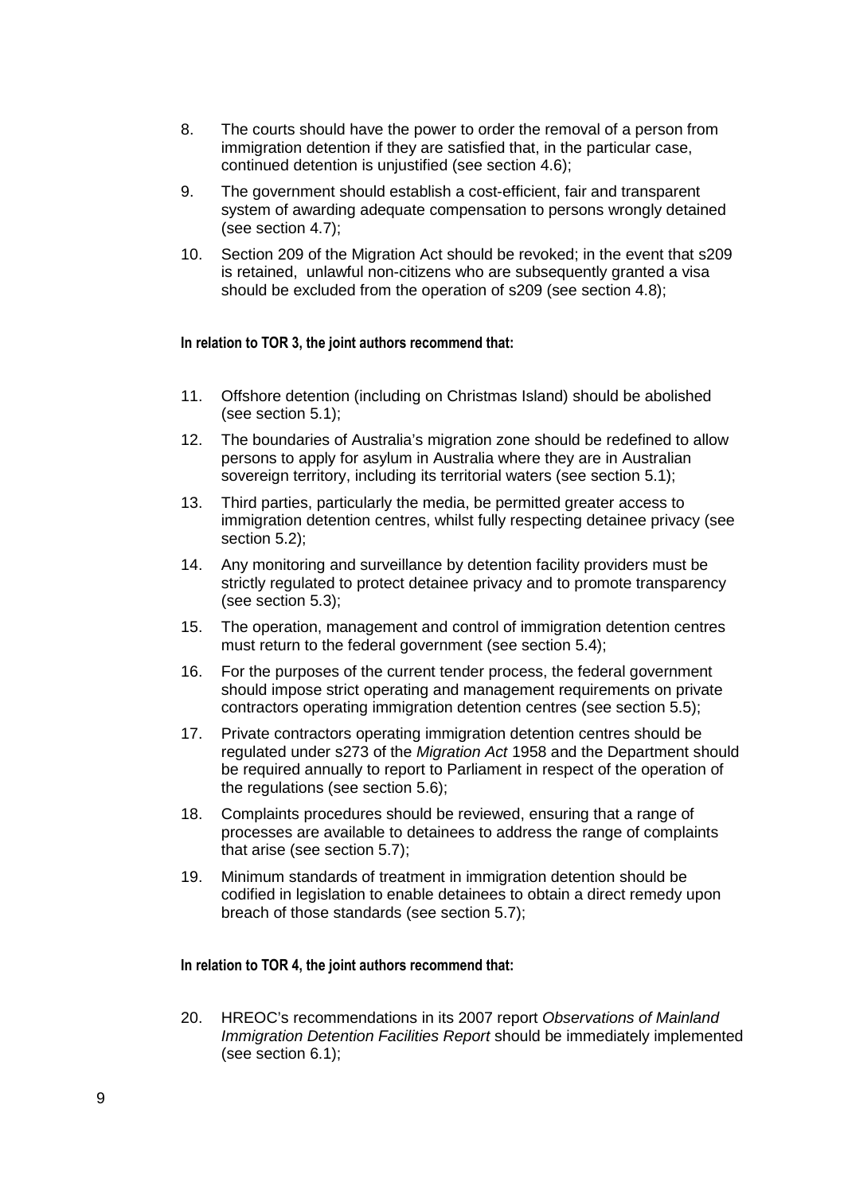8. The courts should have the power to order the removal of a person from immigration detention if they are satisfied that, in the particular case, continued detention is unjustified (see section 4.6);

9. The government should establish a cost-efficient, fair and transparent system of awarding adequate compensation to persons wrongly detained (see section 4.7);

10. Section 209 of the Migration Act should be revoked; in the event that s209 is retained, unlawful non-citizens who are subsequently granted a visa should be excluded from the operation of s209 (see section 4.8);

**In relation to TOR 3, the joint authors recommend that:**

11. Offshore detention (including on Christmas Island) should be abolished (see section 5.1);

12. The boundaries of Australia's migration zone should be redefined to allow persons to apply for asylum in Australia where they are in Australian sovereign territory, including its territorial waters (see section 5.1);

13. Third parties, particularly the media, be permitted greater access to immigration detention centres, whilst fully respecting detainee privacy (see section 5.2);

14. Any monitoring and surveillance by detention facility providers must be strictly regulated to protect detainee privacy and to promote transparency (see section 5.3);

15. The operation, management and control of immigration detention centres must return to the federal government (see section 5.4);

16. For the purposes of the current tender process, the federal government should impose strict operating and management requirements on private contractors operating immigration detention centres (see section 5.5);

17. Private contractors operating immigration detention centres should be regulated under s273 of the *Migration Act* 1958 and the Department should be required annually to report to Parliament in respect of the operation of the regulations (see section 5.6);

18. Complaints procedures should be reviewed, ensuring that a range of processes are available to detainees to address the range of complaints that arise (see section 5.7);

19. Minimum standards of treatment in immigration detention should be codified in legislation to enable detainees to obtain a direct remedy upon breach of those standards (see section 5.7);

**In relation to TOR 4, the joint authors recommend that:**

20. HREOC's recommendations in its 2007 report *Observations of Mainland Immigration Detention Facilities Report* should be immediately implemented (see section 6.1);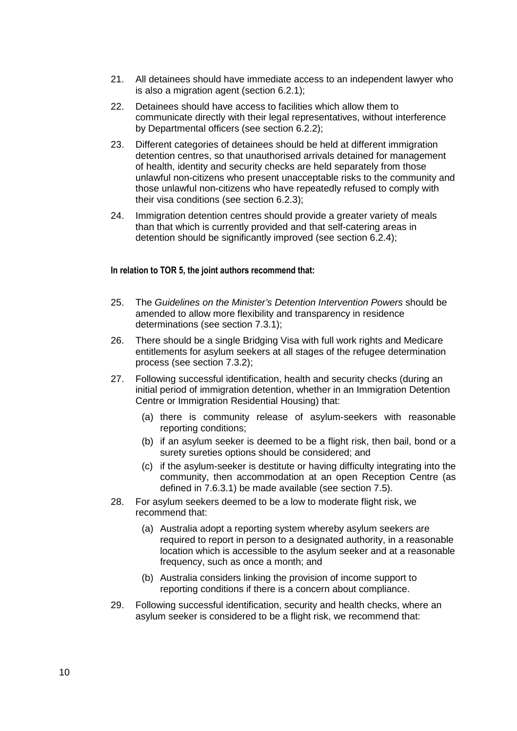21. All detainees should have immediate access to an independent lawyer who is also a migration agent (section 6.2.1);

22. Detainees should have access to facilities which allow them to communicate directly with their legal representatives, without interference by Departmental officers (see section 6.2.2);

23. Different categories of detainees should be held at different immigration detention centres, so that unauthorised arrivals detained for management of health, identity and security checks are held separately from those unlawful non-citizens who present unacceptable risks to the community and those unlawful non-citizens who have repeatedly refused to comply with their visa conditions (see section 6.2.3);

24. Immigration detention centres should provide a greater variety of meals than that which is currently provided and that self-catering areas in detention should be significantly improved (see section 6.2.4);

**In relation to TOR 5, the joint authors recommend that:**

25. The *Guidelines on the Minister's Detention Intervention Powers* should be amended to allow more flexibility and transparency in residence determinations (see section 7.3.1);

26. There should be a single Bridging Visa with full work rights and Medicare entitlements for asylum seekers at all stages of the refugee determination process (see section 7.3.2);

27. Following successful identification, health and security checks (during an initial period of immigration detention, whether in an Immigration Detention Centre or Immigration Residential Housing) that:

    (a) there is community release of asylum-seekers with reasonable reporting conditions;

    (b) if an asylum seeker is deemed to be a flight risk, then bail, bond or a surety sureties options should be considered; and

    (c) if the asylum-seeker is destitute or having difficulty integrating into the community, then accommodation at an open Reception Centre (as defined in 7.6.3.1) be made available (see section 7.5).

28. For asylum seekers deemed to be a low to moderate flight risk, we recommend that:

    (a) Australia adopt a reporting system whereby asylum seekers are required to report in person to a designated authority, in a reasonable location which is accessible to the asylum seeker and at a reasonable frequency, such as once a month; and

    (b) Australia considers linking the provision of income support to reporting conditions if there is a concern about compliance.

29. Following successful identification, security and health checks, where an asylum seeker is considered to be a flight risk, we recommend that: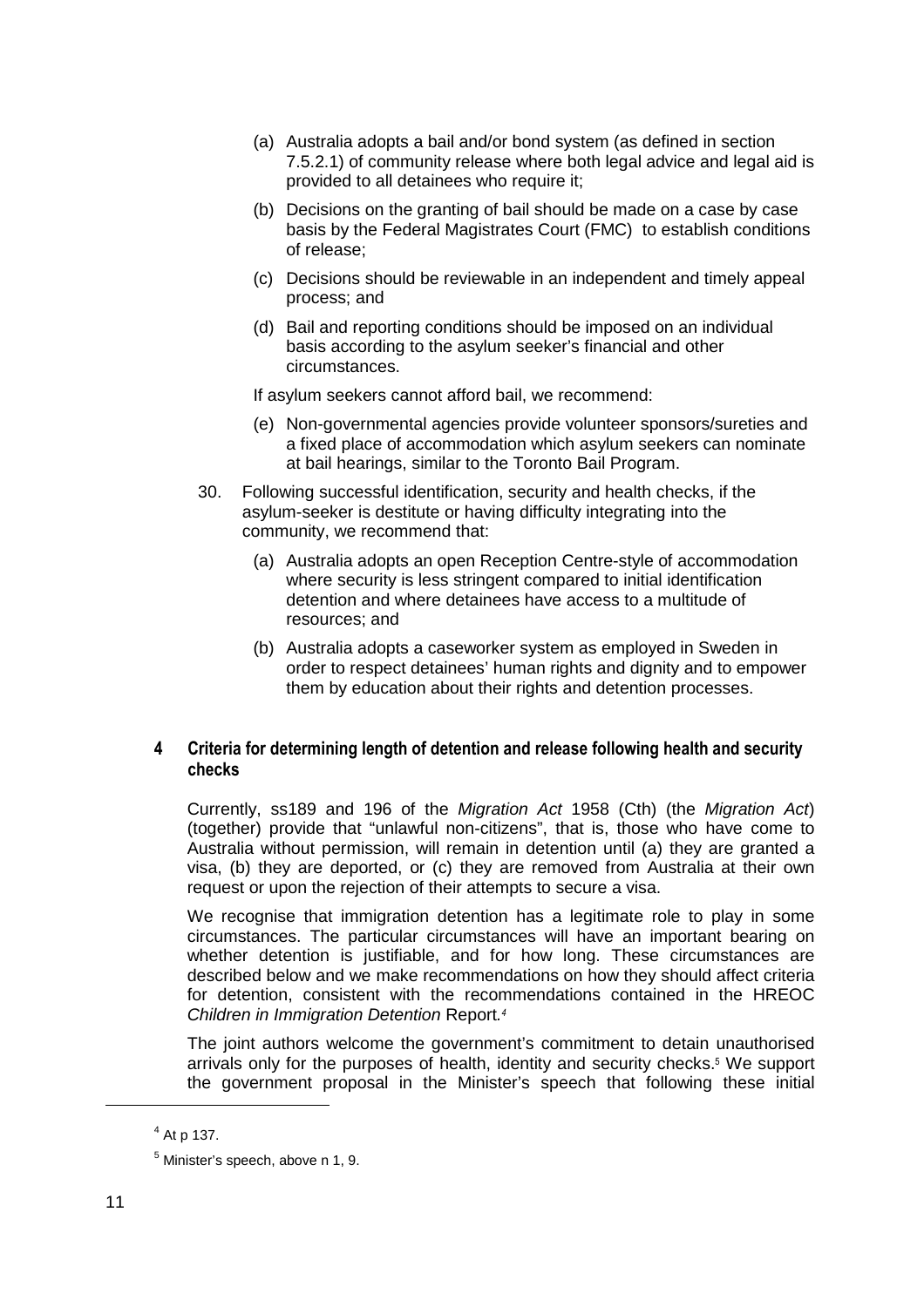(a) Australia adopts a bail and/or bond system (as defined in section 7.5.2.1) of community release where both legal advice and legal aid is provided to all detainees who require it;

(b) Decisions on the granting of bail should be made on a case by case basis by the Federal Magistrates Court (FMC) to establish conditions of release;

(c) Decisions should be reviewable in an independent and timely appeal process; and

(d) Bail and reporting conditions should be imposed on an individual basis according to the asylum seeker's financial and other circumstances.

If asylum seekers cannot afford bail, we recommend:

(e) Non-governmental agencies provide volunteer sponsors/sureties and a fixed place of accommodation which asylum seekers can nominate at bail hearings, similar to the Toronto Bail Program.

30. Following successful identification, security and health checks, if the asylum-seeker is destitute or having difficulty integrating into the community, we recommend that:

    (a) Australia adopts an open Reception Centre-style of accommodation where security is less stringent compared to initial identification detention and where detainees have access to a multitude of resources; and

    (b) Australia adopts a caseworker system as employed in Sweden in order to respect detainees' human rights and dignity and to empower them by education about their rights and detention processes.

## 4 Criteria for determining length of detention and release following health and security checks

Currently, ss189 and 196 of the *Migration Act* 1958 (Cth) (the *Migration Act*) (together) provide that "unlawful non-citizens", that is, those who have come to Australia without permission, will remain in detention until (a) they are granted a visa, (b) they are deported, or (c) they are removed from Australia at their own request or upon the rejection of their attempts to secure a visa.

We recognise that immigration detention has a legitimate role to play in some circumstances. The particular circumstances will have an important bearing on whether detention is justifiable, and for how long. These circumstances are described below and we make recommendations on how they should affect criteria for detention, consistent with the recommendations contained in the HREOC *Children in Immigration Detention* Report.[4]

The joint authors welcome the government's commitment to detain unauthorised arrivals only for the purposes of health, identity and security checks.[5] We support the government proposal in the Minister's speech that following these initial

---

[4] At p 137.

[5] Minister's speech, above n 1, 9.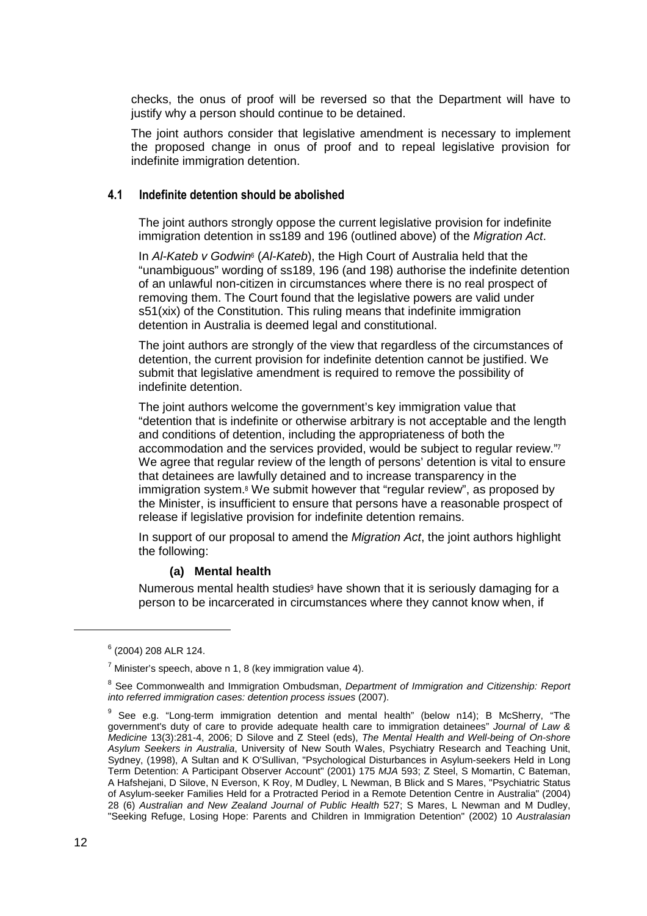checks, the onus of proof will be reversed so that the Department will have to justify why a person should continue to be detained.

The joint authors consider that legislative amendment is necessary to implement the proposed change in onus of proof and to repeal legislative provision for indefinite immigration detention.

### 4.1 Indefinite detention should be abolished

The joint authors strongly oppose the current legislative provision for indefinite immigration detention in ss189 and 196 (outlined above) of the *Migration Act*.

In *Al-Kateb v Godwin*[6] (*Al-Kateb*), the High Court of Australia held that the "unambiguous" wording of ss189, 196 (and 198) authorise the indefinite detention of an unlawful non-citizen in circumstances where there is no real prospect of removing them. The Court found that the legislative powers are valid under s51(xix) of the Constitution. This ruling means that indefinite immigration detention in Australia is deemed legal and constitutional.

The joint authors are strongly of the view that regardless of the circumstances of detention, the current provision for indefinite detention cannot be justified. We submit that legislative amendment is required to remove the possibility of indefinite detention.

The joint authors welcome the government's key immigration value that "detention that is indefinite or otherwise arbitrary is not acceptable and the length and conditions of detention, including the appropriateness of both the accommodation and the services provided, would be subject to regular review."[7] We agree that regular review of the length of persons' detention is vital to ensure that detainees are lawfully detained and to increase transparency in the immigration system.[8] We submit however that "regular review", as proposed by the Minister, is insufficient to ensure that persons have a reasonable prospect of release if legislative provision for indefinite detention remains.

In support of our proposal to amend the *Migration Act*, the joint authors highlight the following:

**(a) Mental health**

Numerous mental health studies[9] have shown that it is seriously damaging for a person to be incarcerated in circumstances where they cannot know when, if

---

[6] (2004) 208 ALR 124.

[7] Minister's speech, above n 1, 8 (key immigration value 4).

[8] See Commonwealth and Immigration Ombudsman, *Department of Immigration and Citizenship: Report into referred immigration cases: detention process issues* (2007).

[9] See e.g. "Long-term immigration detention and mental health" (below n14); B McSherry, "The government's duty of care to provide adequate health care to immigration detainees" *Journal of Law & Medicine* 13(3):281-4, 2006; D Silove and Z Steel (eds), *The Mental Health and Well-being of On-shore Asylum Seekers in Australia*, University of New South Wales, Psychiatry Research and Teaching Unit, Sydney, (1998), A Sultan and K O'Sullivan, "Psychological Disturbances in Asylum-seekers Held in Long Term Detention: A Participant Observer Account" (2001) 175 *MJA* 593; Z Steel, S Momartin, C Bateman, A Hafshejani, D Silove, N Everson, K Roy, M Dudley, L Newman, B Blick and S Mares, "Psychiatric Status of Asylum-seeker Families Held for a Protracted Period in a Remote Detention Centre in Australia" (2004) 28 (6) *Australian and New Zealand Journal of Public Health* 527; S Mares, L Newman and M Dudley, "Seeking Refuge, Losing Hope: Parents and Children in Immigration Detention" (2002) 10 *Australasian*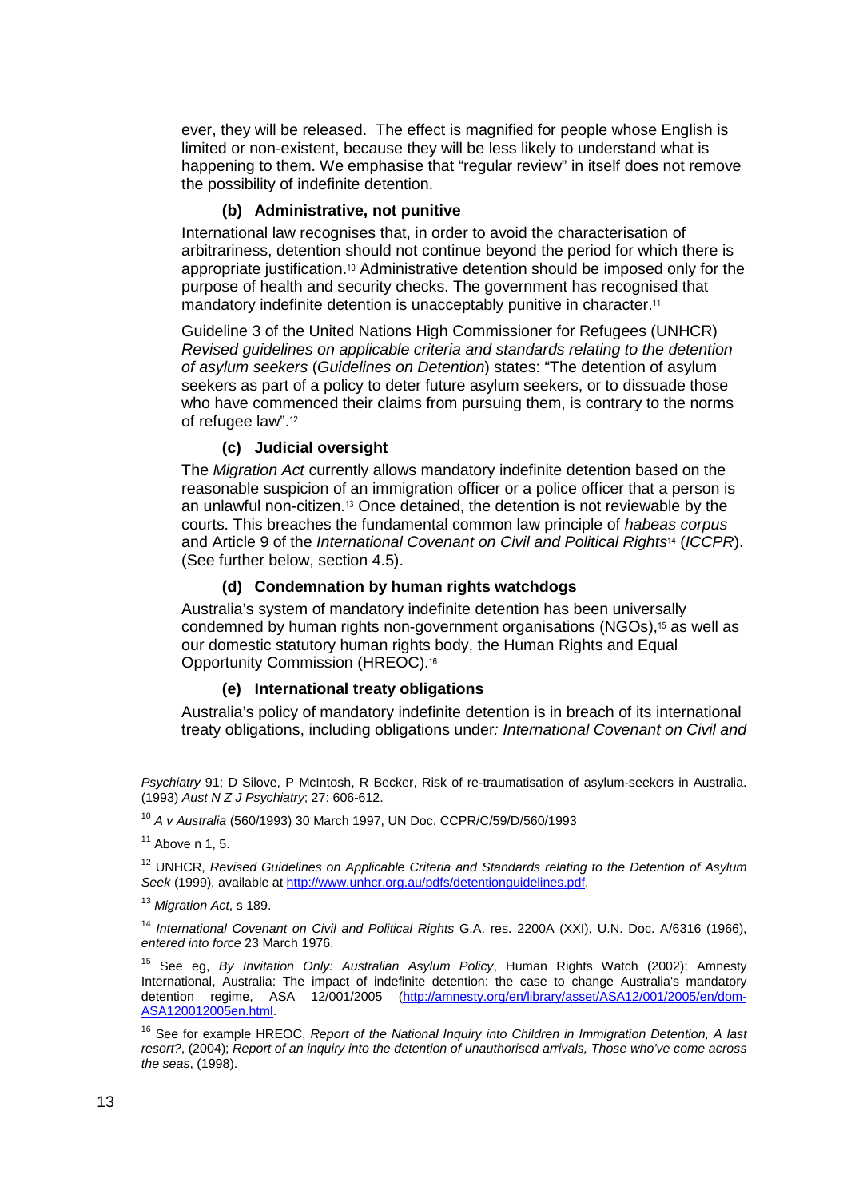ever, they will be released. The effect is magnified for people whose English is limited or non-existent, because they will be less likely to understand what is happening to them. We emphasise that "regular review" in itself does not remove the possibility of indefinite detention.

#### (b) Administrative, not punitive

International law recognises that, in order to avoid the characterisation of arbitrariness, detention should not continue beyond the period for which there is appropriate justification.[10] Administrative detention should be imposed only for the purpose of health and security checks. The government has recognised that mandatory indefinite detention is unacceptably punitive in character.[11]

Guideline 3 of the United Nations High Commissioner for Refugees (UNHCR) *Revised guidelines on applicable criteria and standards relating to the detention of asylum seekers* (*Guidelines on Detention*) states: "The detention of asylum seekers as part of a policy to deter future asylum seekers, or to dissuade those who have commenced their claims from pursuing them, is contrary to the norms of refugee law".[12]

#### (c) Judicial oversight

The *Migration Act* currently allows mandatory indefinite detention based on the reasonable suspicion of an immigration officer or a police officer that a person is an unlawful non-citizen.[13] Once detained, the detention is not reviewable by the courts. This breaches the fundamental common law principle of *habeas corpus* and Article 9 of the *International Covenant on Civil and Political Rights*[14] (*ICCPR*). (See further below, section 4.5).

#### (d) Condemnation by human rights watchdogs

Australia's system of mandatory indefinite detention has been universally condemned by human rights non-government organisations (NGOs),[15] as well as our domestic statutory human rights body, the Human Rights and Equal Opportunity Commission (HREOC).[16]

#### (e) International treaty obligations

Australia's policy of mandatory indefinite detention is in breach of its international treaty obligations, including obligations under*: International Covenant on Civil and*

---

*Psychiatry* 91; D Silove, P McIntosh, R Becker, Risk of re-traumatisation of asylum-seekers in Australia. (1993) *Aust N Z J Psychiatry*; 27: 606-612.

[10] *A v Australia* (560/1993) 30 March 1997, UN Doc. CCPR/C/59/D/560/1993

[11] Above n 1, 5.

[12] UNHCR, *Revised Guidelines on Applicable Criteria and Standards relating to the Detention of Asylum Seek* (1999), available at http://www.unhcr.org.au/pdfs/detentionguidelines.pdf.

[13] *Migration Act*, s 189.

[14] *International Covenant on Civil and Political Rights* G.A. res. 2200A (XXI), U.N. Doc. A/6316 (1966), *entered into force* 23 March 1976.

[15] See eg, *By Invitation Only: Australian Asylum Policy*, Human Rights Watch (2002); Amnesty International, Australia: The impact of indefinite detention: the case to change Australia's mandatory detention regime, ASA 12/001/2005 (http://amnesty.org/en/library/asset/ASA12/001/2005/en/dom-ASA120012005en.html.

[16] See for example HREOC, *Report of the National Inquiry into Children in Immigration Detention, A last resort?*, (2004); *Report of an inquiry into the detention of unauthorised arrivals, Those who've come across the seas*, (1998).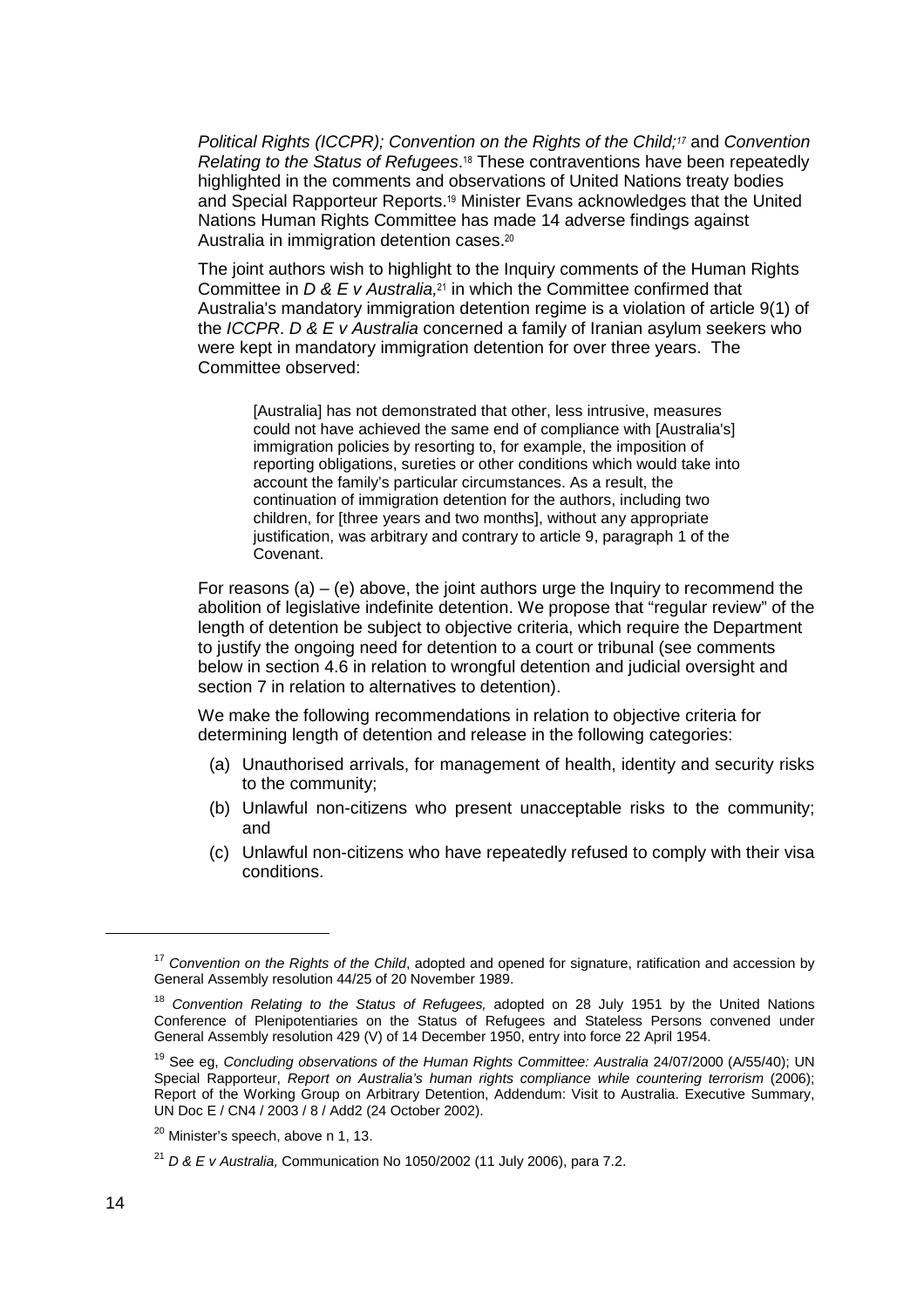*Political Rights (ICCPR); Convention on the Rights of the Child;*[17] and *Convention Relating to the Status of Refugees*.[18] These contraventions have been repeatedly highlighted in the comments and observations of United Nations treaty bodies and Special Rapporteur Reports.[19] Minister Evans acknowledges that the United Nations Human Rights Committee has made 14 adverse findings against Australia in immigration detention cases.[20]

The joint authors wish to highlight to the Inquiry comments of the Human Rights Committee in *D & E v Australia,*[21] in which the Committee confirmed that Australia's mandatory immigration detention regime is a violation of article 9(1) of the *ICCPR*. *D & E v Australia* concerned a family of Iranian asylum seekers who were kept in mandatory immigration detention for over three years. The Committee observed:

> [Australia] has not demonstrated that other, less intrusive, measures could not have achieved the same end of compliance with [Australia's] immigration policies by resorting to, for example, the imposition of reporting obligations, sureties or other conditions which would take into account the family's particular circumstances. As a result, the continuation of immigration detention for the authors, including two children, for [three years and two months], without any appropriate justification, was arbitrary and contrary to article 9, paragraph 1 of the Covenant.

For reasons (a) – (e) above, the joint authors urge the Inquiry to recommend the abolition of legislative indefinite detention. We propose that "regular review" of the length of detention be subject to objective criteria, which require the Department to justify the ongoing need for detention to a court or tribunal (see comments below in section 4.6 in relation to wrongful detention and judicial oversight and section 7 in relation to alternatives to detention).

We make the following recommendations in relation to objective criteria for determining length of detention and release in the following categories:

(a) Unauthorised arrivals, for management of health, identity and security risks to the community;

(b) Unlawful non-citizens who present unacceptable risks to the community; and

(c) Unlawful non-citizens who have repeatedly refused to comply with their visa conditions.

---

[17] *Convention on the Rights of the Child*, adopted and opened for signature, ratification and accession by General Assembly resolution 44/25 of 20 November 1989.

[18] *Convention Relating to the Status of Refugees,* adopted on 28 July 1951 by the United Nations Conference of Plenipotentiaries on the Status of Refugees and Stateless Persons convened under General Assembly resolution 429 (V) of 14 December 1950, entry into force 22 April 1954.

[19] See eg, *Concluding observations of the Human Rights Committee: Australia* 24/07/2000 (A/55/40); UN Special Rapporteur, *Report on Australia's human rights compliance while countering terrorism* (2006); Report of the Working Group on Arbitrary Detention, Addendum: Visit to Australia. Executive Summary, UN Doc E / CN4 / 2003 / 8 / Add2 (24 October 2002).

[20] Minister's speech, above n 1, 13.

[21] *D & E v Australia,* Communication No 1050/2002 (11 July 2006), para 7.2.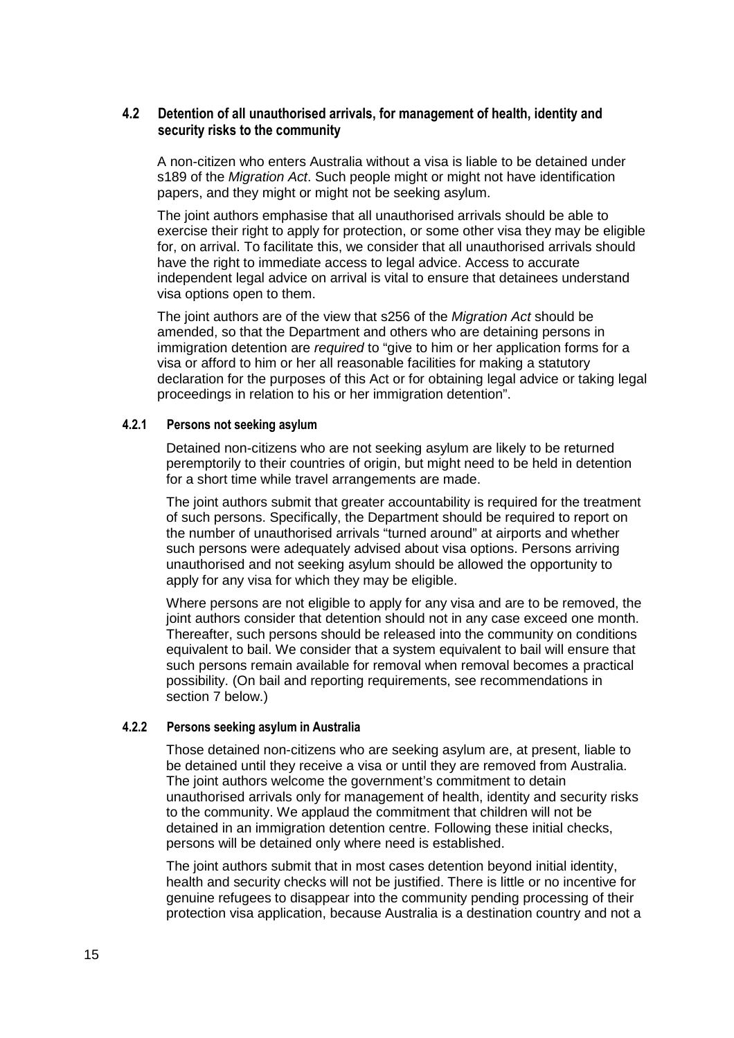### 4.2 Detention of all unauthorised arrivals, for management of health, identity and security risks to the community

A non-citizen who enters Australia without a visa is liable to be detained under s189 of the *Migration Act*. Such people might or might not have identification papers, and they might or might not be seeking asylum.

The joint authors emphasise that all unauthorised arrivals should be able to exercise their right to apply for protection, or some other visa they may be eligible for, on arrival. To facilitate this, we consider that all unauthorised arrivals should have the right to immediate access to legal advice. Access to accurate independent legal advice on arrival is vital to ensure that detainees understand visa options open to them.

The joint authors are of the view that s256 of the *Migration Act* should be amended, so that the Department and others who are detaining persons in immigration detention are *required* to "give to him or her application forms for a visa or afford to him or her all reasonable facilities for making a statutory declaration for the purposes of this Act or for obtaining legal advice or taking legal proceedings in relation to his or her immigration detention".

#### 4.2.1 Persons not seeking asylum

Detained non-citizens who are not seeking asylum are likely to be returned peremptorily to their countries of origin, but might need to be held in detention for a short time while travel arrangements are made.

The joint authors submit that greater accountability is required for the treatment of such persons. Specifically, the Department should be required to report on the number of unauthorised arrivals "turned around" at airports and whether such persons were adequately advised about visa options. Persons arriving unauthorised and not seeking asylum should be allowed the opportunity to apply for any visa for which they may be eligible.

Where persons are not eligible to apply for any visa and are to be removed, the joint authors consider that detention should not in any case exceed one month. Thereafter, such persons should be released into the community on conditions equivalent to bail. We consider that a system equivalent to bail will ensure that such persons remain available for removal when removal becomes a practical possibility. (On bail and reporting requirements, see recommendations in section 7 below.)

#### 4.2.2 Persons seeking asylum in Australia

Those detained non-citizens who are seeking asylum are, at present, liable to be detained until they receive a visa or until they are removed from Australia. The joint authors welcome the government's commitment to detain unauthorised arrivals only for management of health, identity and security risks to the community. We applaud the commitment that children will not be detained in an immigration detention centre. Following these initial checks, persons will be detained only where need is established.

The joint authors submit that in most cases detention beyond initial identity, health and security checks will not be justified. There is little or no incentive for genuine refugees to disappear into the community pending processing of their protection visa application, because Australia is a destination country and not a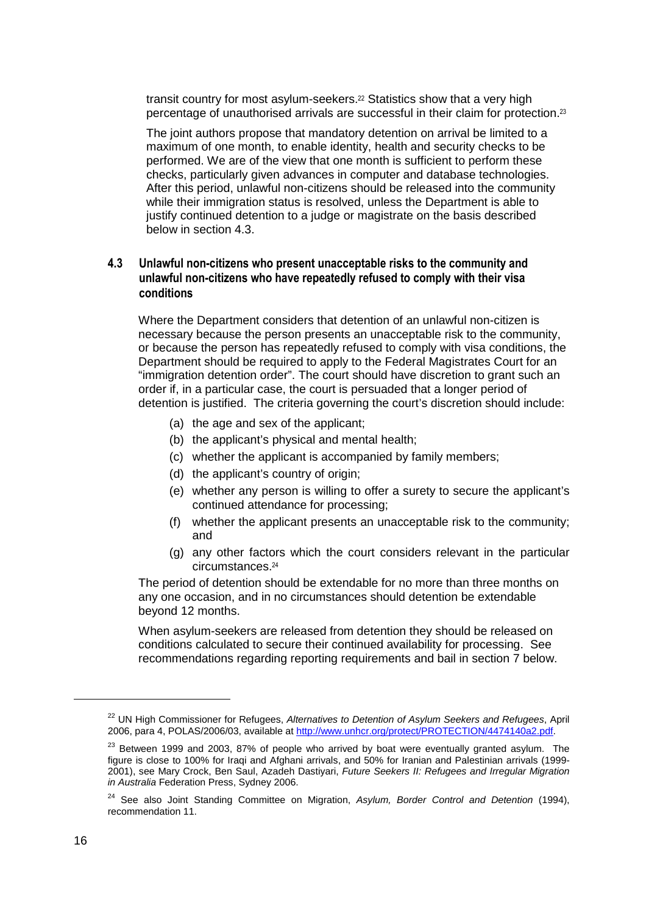transit country for most asylum-seekers.[22] Statistics show that a very high percentage of unauthorised arrivals are successful in their claim for protection.[23]

The joint authors propose that mandatory detention on arrival be limited to a maximum of one month, to enable identity, health and security checks to be performed. We are of the view that one month is sufficient to perform these checks, particularly given advances in computer and database technologies. After this period, unlawful non-citizens should be released into the community while their immigration status is resolved, unless the Department is able to justify continued detention to a judge or magistrate on the basis described below in section 4.3.

### 4.3 Unlawful non-citizens who present unacceptable risks to the community and unlawful non-citizens who have repeatedly refused to comply with their visa conditions

Where the Department considers that detention of an unlawful non-citizen is necessary because the person presents an unacceptable risk to the community, or because the person has repeatedly refused to comply with visa conditions, the Department should be required to apply to the Federal Magistrates Court for an "immigration detention order". The court should have discretion to grant such an order if, in a particular case, the court is persuaded that a longer period of detention is justified. The criteria governing the court's discretion should include:

(a) the age and sex of the applicant;
(b) the applicant's physical and mental health;
(c) whether the applicant is accompanied by family members;
(d) the applicant's country of origin;
(e) whether any person is willing to offer a surety to secure the applicant's continued attendance for processing;
(f) whether the applicant presents an unacceptable risk to the community; and
(g) any other factors which the court considers relevant in the particular circumstances.[24]

The period of detention should be extendable for no more than three months on any one occasion, and in no circumstances should detention be extendable beyond 12 months.

When asylum-seekers are released from detention they should be released on conditions calculated to secure their continued availability for processing. See recommendations regarding reporting requirements and bail in section 7 below.

---

[22] UN High Commissioner for Refugees, *Alternatives to Detention of Asylum Seekers and Refugees*, April 2006, para 4, POLAS/2006/03, available at http://www.unhcr.org/protect/PROTECTION/4474140a2.pdf.

[23] Between 1999 and 2003, 87% of people who arrived by boat were eventually granted asylum. The figure is close to 100% for Iraqi and Afghani arrivals, and 50% for Iranian and Palestinian arrivals (1999-2001), see Mary Crock, Ben Saul, Azadeh Dastiyari, *Future Seekers II: Refugees and Irregular Migration in Australia* Federation Press, Sydney 2006.

[24] See also Joint Standing Committee on Migration, *Asylum, Border Control and Detention* (1994), recommendation 11.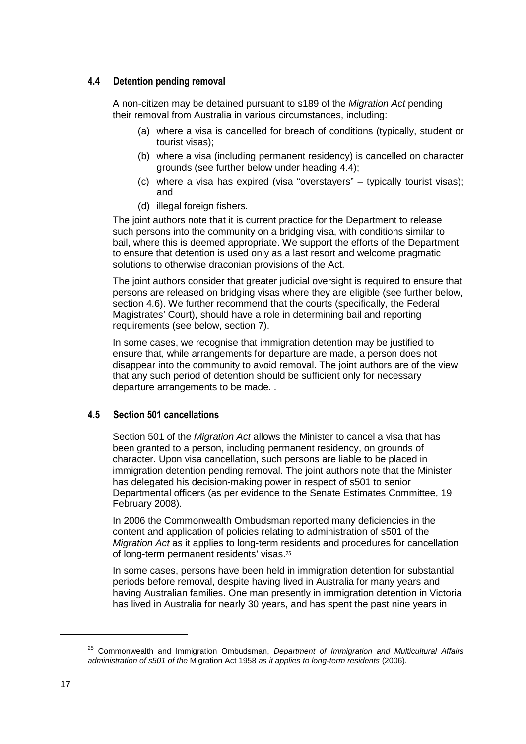### 4.4 Detention pending removal

A non-citizen may be detained pursuant to s189 of the *Migration Act* pending their removal from Australia in various circumstances, including:

(a) where a visa is cancelled for breach of conditions (typically, student or tourist visas);

(b) where a visa (including permanent residency) is cancelled on character grounds (see further below under heading 4.4);

(c) where a visa has expired (visa "overstayers" – typically tourist visas); and

(d) illegal foreign fishers.

The joint authors note that it is current practice for the Department to release such persons into the community on a bridging visa, with conditions similar to bail, where this is deemed appropriate. We support the efforts of the Department to ensure that detention is used only as a last resort and welcome pragmatic solutions to otherwise draconian provisions of the Act.

The joint authors consider that greater judicial oversight is required to ensure that persons are released on bridging visas where they are eligible (see further below, section 4.6). We further recommend that the courts (specifically, the Federal Magistrates' Court), should have a role in determining bail and reporting requirements (see below, section 7).

In some cases, we recognise that immigration detention may be justified to ensure that, while arrangements for departure are made, a person does not disappear into the community to avoid removal. The joint authors are of the view that any such period of detention should be sufficient only for necessary departure arrangements to be made. .

### 4.5 Section 501 cancellations

Section 501 of the *Migration Act* allows the Minister to cancel a visa that has been granted to a person, including permanent residency, on grounds of character. Upon visa cancellation, such persons are liable to be placed in immigration detention pending removal. The joint authors note that the Minister has delegated his decision-making power in respect of s501 to senior Departmental officers (as per evidence to the Senate Estimates Committee, 19 February 2008).

In 2006 the Commonwealth Ombudsman reported many deficiencies in the content and application of policies relating to administration of s501 of the *Migration Act* as it applies to long-term residents and procedures for cancellation of long-term permanent residents' visas.[25]

In some cases, persons have been held in immigration detention for substantial periods before removal, despite having lived in Australia for many years and having Australian families. One man presently in immigration detention in Victoria has lived in Australia for nearly 30 years, and has spent the past nine years in

---

[25] Commonwealth and Immigration Ombudsman, *Department of Immigration and Multicultural Affairs administration of s501 of the* Migration Act 1958 *as it applies to long-term residents* (2006).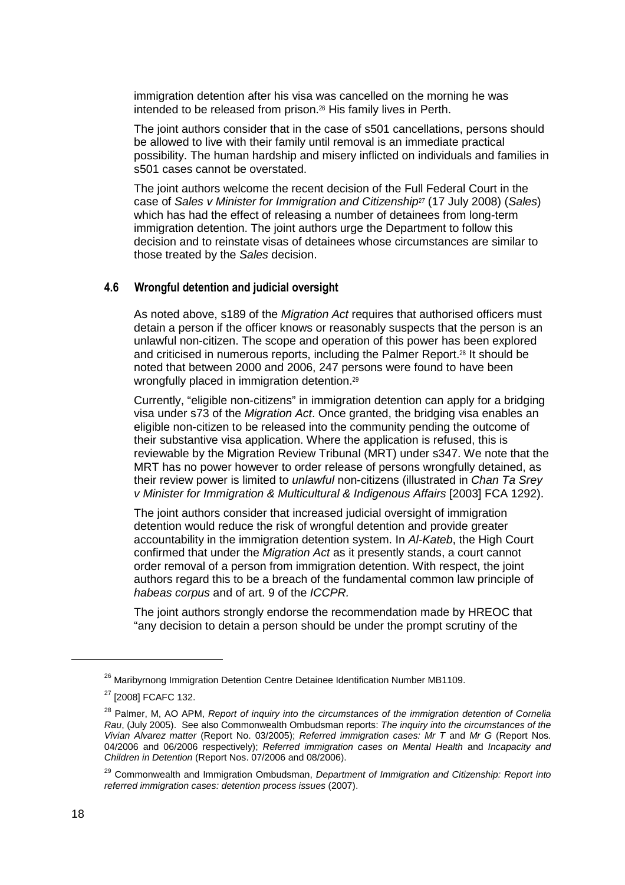immigration detention after his visa was cancelled on the morning he was intended to be released from prison.[26] His family lives in Perth.

The joint authors consider that in the case of s501 cancellations, persons should be allowed to live with their family until removal is an immediate practical possibility. The human hardship and misery inflicted on individuals and families in s501 cases cannot be overstated.

The joint authors welcome the recent decision of the Full Federal Court in the case of *Sales v Minister for Immigration and Citizenship*[27] (17 July 2008) (*Sales*) which has had the effect of releasing a number of detainees from long-term immigration detention. The joint authors urge the Department to follow this decision and to reinstate visas of detainees whose circumstances are similar to those treated by the *Sales* decision.

### 4.6 Wrongful detention and judicial oversight

As noted above, s189 of the *Migration Act* requires that authorised officers must detain a person if the officer knows or reasonably suspects that the person is an unlawful non-citizen. The scope and operation of this power has been explored and criticised in numerous reports, including the Palmer Report.[28] It should be noted that between 2000 and 2006, 247 persons were found to have been wrongfully placed in immigration detention.[29]

Currently, "eligible non-citizens" in immigration detention can apply for a bridging visa under s73 of the *Migration Act*. Once granted, the bridging visa enables an eligible non-citizen to be released into the community pending the outcome of their substantive visa application. Where the application is refused, this is reviewable by the Migration Review Tribunal (MRT) under s347. We note that the MRT has no power however to order release of persons wrongfully detained, as their review power is limited to *unlawful* non-citizens (illustrated in *Chan Ta Srey v Minister for Immigration & Multicultural & Indigenous Affairs* [2003] FCA 1292).

The joint authors consider that increased judicial oversight of immigration detention would reduce the risk of wrongful detention and provide greater accountability in the immigration detention system. In *Al-Kateb*, the High Court confirmed that under the *Migration Act* as it presently stands, a court cannot order removal of a person from immigration detention. With respect, the joint authors regard this to be a breach of the fundamental common law principle of *habeas corpus* and of art. 9 of the *ICCPR.*

The joint authors strongly endorse the recommendation made by HREOC that "any decision to detain a person should be under the prompt scrutiny of the

---

[26] Maribyrnong Immigration Detention Centre Detainee Identification Number MB1109.

[27] [2008] FCAFC 132.

[28] Palmer, M, AO APM, *Report of inquiry into the circumstances of the immigration detention of Cornelia Rau*, (July 2005). See also Commonwealth Ombudsman reports: *The inquiry into the circumstances of the Vivian Alvarez matter* (Report No. 03/2005); *Referred immigration cases: Mr T* and *Mr G* (Report Nos. 04/2006 and 06/2006 respectively); *Referred immigration cases on Mental Health* and *Incapacity and Children in Detention* (Report Nos. 07/2006 and 08/2006).

[29] Commonwealth and Immigration Ombudsman, *Department of Immigration and Citizenship: Report into referred immigration cases: detention process issues* (2007).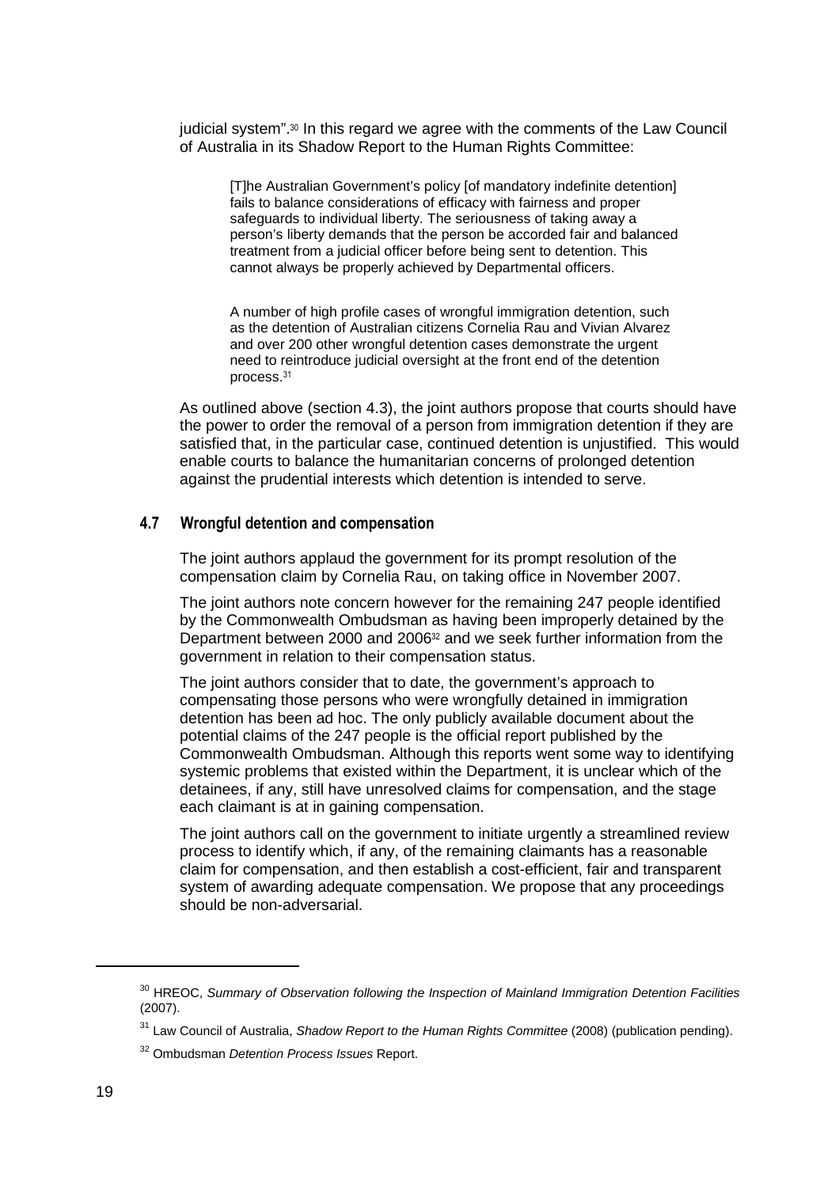judicial system".[30] In this regard we agree with the comments of the Law Council of Australia in its Shadow Report to the Human Rights Committee:

> [T]he Australian Government's policy [of mandatory indefinite detention] fails to balance considerations of efficacy with fairness and proper safeguards to individual liberty. The seriousness of taking away a person's liberty demands that the person be accorded fair and balanced treatment from a judicial officer before being sent to detention. This cannot always be properly achieved by Departmental officers.
>
> A number of high profile cases of wrongful immigration detention, such as the detention of Australian citizens Cornelia Rau and Vivian Alvarez and over 200 other wrongful detention cases demonstrate the urgent need to reintroduce judicial oversight at the front end of the detention process.[31]

As outlined above (section 4.3), the joint authors propose that courts should have the power to order the removal of a person from immigration detention if they are satisfied that, in the particular case, continued detention is unjustified. This would enable courts to balance the humanitarian concerns of prolonged detention against the prudential interests which detention is intended to serve.

### 4.7 Wrongful detention and compensation

The joint authors applaud the government for its prompt resolution of the compensation claim by Cornelia Rau, on taking office in November 2007.

The joint authors note concern however for the remaining 247 people identified by the Commonwealth Ombudsman as having been improperly detained by the Department between 2000 and 2006[32] and we seek further information from the government in relation to their compensation status.

The joint authors consider that to date, the government's approach to compensating those persons who were wrongfully detained in immigration detention has been ad hoc. The only publicly available document about the potential claims of the 247 people is the official report published by the Commonwealth Ombudsman. Although this reports went some way to identifying systemic problems that existed within the Department, it is unclear which of the detainees, if any, still have unresolved claims for compensation, and the stage each claimant is at in gaining compensation.

The joint authors call on the government to initiate urgently a streamlined review process to identify which, if any, of the remaining claimants has a reasonable claim for compensation, and then establish a cost-efficient, fair and transparent system of awarding adequate compensation. We propose that any proceedings should be non-adversarial.

---

[30] HREOC, *Summary of Observation following the Inspection of Mainland Immigration Detention Facilities* (2007).

[31] Law Council of Australia, *Shadow Report to the Human Rights Committee* (2008) (publication pending).

[32] Ombudsman *Detention Process Issues* Report.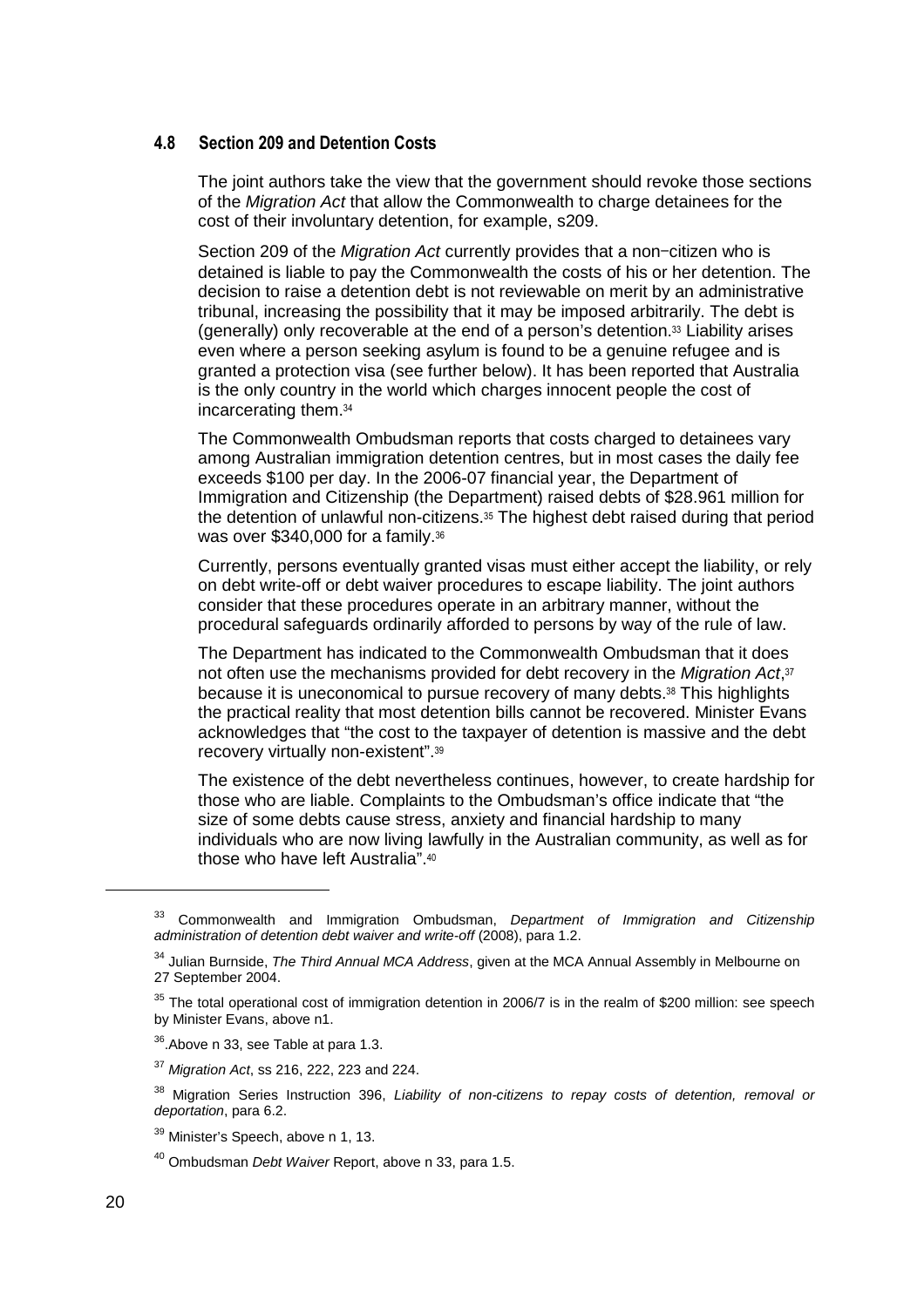### 4.8 Section 209 and Detention Costs

The joint authors take the view that the government should revoke those sections of the *Migration Act* that allow the Commonwealth to charge detainees for the cost of their involuntary detention, for example, s209.

Section 209 of the *Migration Act* currently provides that a non−citizen who is detained is liable to pay the Commonwealth the costs of his or her detention. The decision to raise a detention debt is not reviewable on merit by an administrative tribunal, increasing the possibility that it may be imposed arbitrarily. The debt is (generally) only recoverable at the end of a person's detention.[33] Liability arises even where a person seeking asylum is found to be a genuine refugee and is granted a protection visa (see further below). It has been reported that Australia is the only country in the world which charges innocent people the cost of incarcerating them.[34]

The Commonwealth Ombudsman reports that costs charged to detainees vary among Australian immigration detention centres, but in most cases the daily fee exceeds $100 per day. In the 2006-07 financial year, the Department of Immigration and Citizenship (the Department) raised debts of $28.961 million for the detention of unlawful non-citizens.[35] The highest debt raised during that period was over $340,000 for a family.[36]

Currently, persons eventually granted visas must either accept the liability, or rely on debt write-off or debt waiver procedures to escape liability. The joint authors consider that these procedures operate in an arbitrary manner, without the procedural safeguards ordinarily afforded to persons by way of the rule of law.

The Department has indicated to the Commonwealth Ombudsman that it does not often use the mechanisms provided for debt recovery in the *Migration Act*,[37] because it is uneconomical to pursue recovery of many debts.[38] This highlights the practical reality that most detention bills cannot be recovered. Minister Evans acknowledges that "the cost to the taxpayer of detention is massive and the debt recovery virtually non-existent".[39]

The existence of the debt nevertheless continues, however, to create hardship for those who are liable. Complaints to the Ombudsman's office indicate that "the size of some debts cause stress, anxiety and financial hardship to many individuals who are now living lawfully in the Australian community, as well as for those who have left Australia".[40]

---

[33] Commonwealth and Immigration Ombudsman, *Department of Immigration and Citizenship administration of detention debt waiver and write-off* (2008), para 1.2.

[34] Julian Burnside, *The Third Annual MCA Address*, given at the MCA Annual Assembly in Melbourne on 27 September 2004.

[35] The total operational cost of immigration detention in 2006/7 is in the realm of $200 million: see speech by Minister Evans, above n1.

[36] .Above n 33, see Table at para 1.3.

[37] *Migration Act*, ss 216, 222, 223 and 224.

[38] Migration Series Instruction 396, *Liability of non-citizens to repay costs of detention, removal or deportation*, para 6.2.

[39] Minister's Speech, above n 1, 13.

[40] Ombudsman *Debt Waiver* Report, above n 33, para 1.5.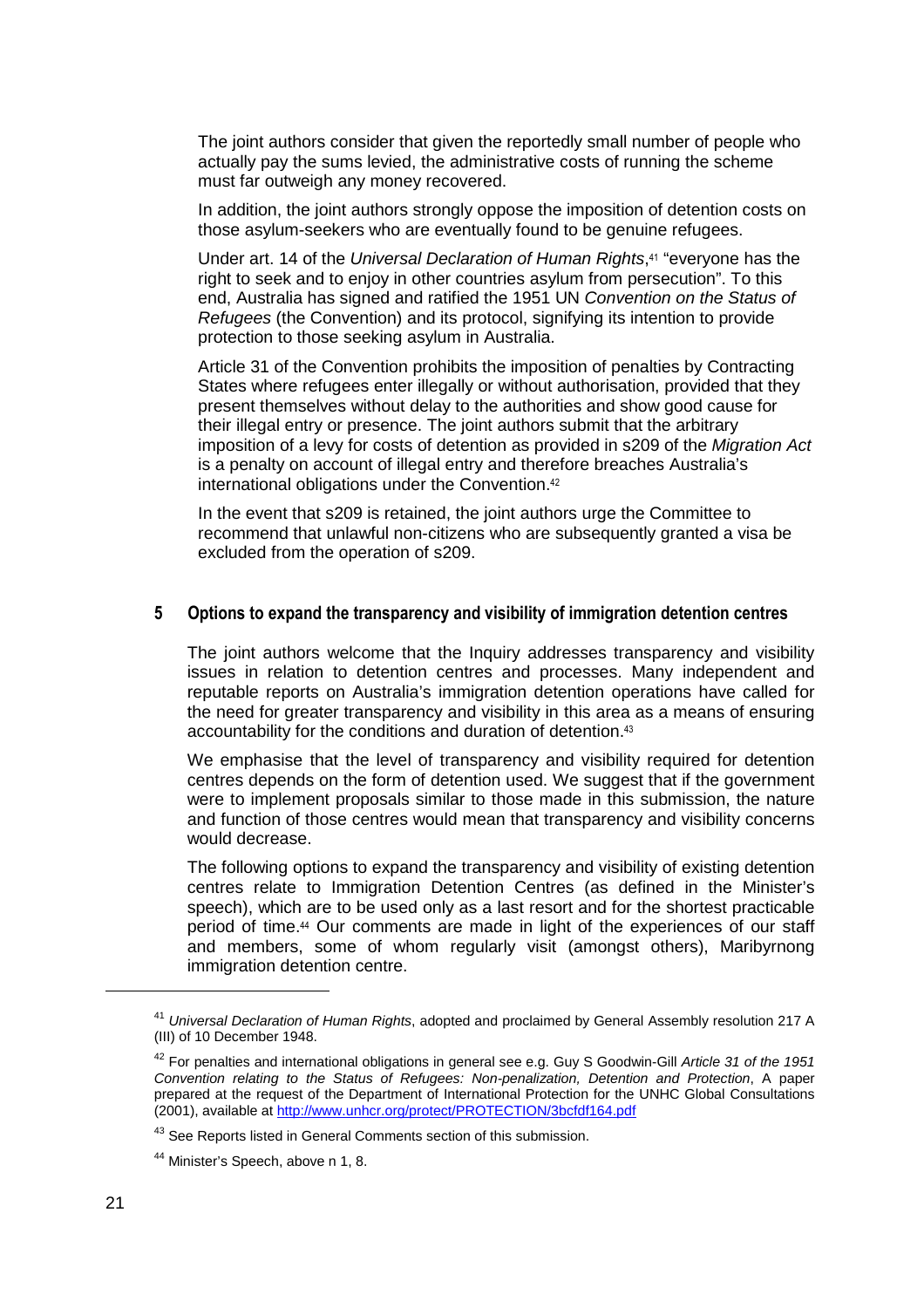The joint authors consider that given the reportedly small number of people who actually pay the sums levied, the administrative costs of running the scheme must far outweigh any money recovered.

In addition, the joint authors strongly oppose the imposition of detention costs on those asylum-seekers who are eventually found to be genuine refugees.

Under art. 14 of the *Universal Declaration of Human Rights*,[41] "everyone has the right to seek and to enjoy in other countries asylum from persecution". To this end, Australia has signed and ratified the 1951 UN *Convention on the Status of Refugees* (the Convention) and its protocol, signifying its intention to provide protection to those seeking asylum in Australia.

Article 31 of the Convention prohibits the imposition of penalties by Contracting States where refugees enter illegally or without authorisation, provided that they present themselves without delay to the authorities and show good cause for their illegal entry or presence. The joint authors submit that the arbitrary imposition of a levy for costs of detention as provided in s209 of the *Migration Act* is a penalty on account of illegal entry and therefore breaches Australia's international obligations under the Convention.[42]

In the event that s209 is retained, the joint authors urge the Committee to recommend that unlawful non-citizens who are subsequently granted a visa be excluded from the operation of s209.

## 5 Options to expand the transparency and visibility of immigration detention centres

The joint authors welcome that the Inquiry addresses transparency and visibility issues in relation to detention centres and processes. Many independent and reputable reports on Australia's immigration detention operations have called for the need for greater transparency and visibility in this area as a means of ensuring accountability for the conditions and duration of detention.[43]

We emphasise that the level of transparency and visibility required for detention centres depends on the form of detention used. We suggest that if the government were to implement proposals similar to those made in this submission, the nature and function of those centres would mean that transparency and visibility concerns would decrease.

The following options to expand the transparency and visibility of existing detention centres relate to Immigration Detention Centres (as defined in the Minister's speech), which are to be used only as a last resort and for the shortest practicable period of time.[44] Our comments are made in light of the experiences of our staff and members, some of whom regularly visit (amongst others), Maribyrnong immigration detention centre.

---

[41] *Universal Declaration of Human Rights*, adopted and proclaimed by General Assembly resolution 217 A (III) of 10 December 1948.

[42] For penalties and international obligations in general see e.g. Guy S Goodwin-Gill *Article 31 of the 1951 Convention relating to the Status of Refugees: Non-penalization, Detention and Protection*, A paper prepared at the request of the Department of International Protection for the UNHC Global Consultations (2001), available at http://www.unhcr.org/protect/PROTECTION/3bcfdf164.pdf

[43] See Reports listed in General Comments section of this submission.

[44] Minister's Speech, above n 1, 8.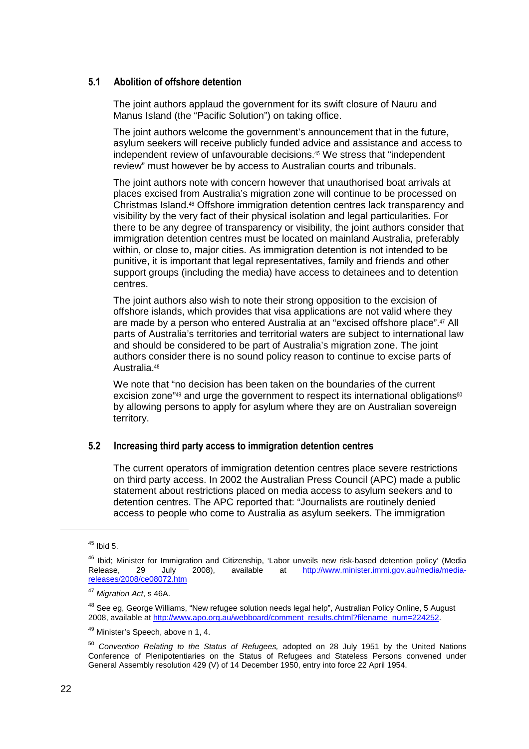### 5.1 Abolition of offshore detention

The joint authors applaud the government for its swift closure of Nauru and Manus Island (the "Pacific Solution") on taking office.

The joint authors welcome the government's announcement that in the future, asylum seekers will receive publicly funded advice and assistance and access to independent review of unfavourable decisions.[45] We stress that "independent review" must however be by access to Australian courts and tribunals.

The joint authors note with concern however that unauthorised boat arrivals at places excised from Australia's migration zone will continue to be processed on Christmas Island.[46] Offshore immigration detention centres lack transparency and visibility by the very fact of their physical isolation and legal particularities. For there to be any degree of transparency or visibility, the joint authors consider that immigration detention centres must be located on mainland Australia, preferably within, or close to, major cities. As immigration detention is not intended to be punitive, it is important that legal representatives, family and friends and other support groups (including the media) have access to detainees and to detention centres.

The joint authors also wish to note their strong opposition to the excision of offshore islands, which provides that visa applications are not valid where they are made by a person who entered Australia at an "excised offshore place".[47] All parts of Australia's territories and territorial waters are subject to international law and should be considered to be part of Australia's migration zone. The joint authors consider there is no sound policy reason to continue to excise parts of Australia.[48]

We note that "no decision has been taken on the boundaries of the current excision zone"[49] and urge the government to respect its international obligations[50] by allowing persons to apply for asylum where they are on Australian sovereign territory.

### 5.2 Increasing third party access to immigration detention centres

The current operators of immigration detention centres place severe restrictions on third party access. In 2002 the Australian Press Council (APC) made a public statement about restrictions placed on media access to asylum seekers and to detention centres. The APC reported that: "Journalists are routinely denied access to people who come to Australia as asylum seekers. The immigration

---

[45] Ibid 5.

[46] Ibid; Minister for Immigration and Citizenship, 'Labor unveils new risk-based detention policy' (Media Release, 29 July 2008), available at http://www.minister.immi.gov.au/media/media-releases/2008/ce08072.htm

[47] *Migration Act*, s 46A.

[48] See eg, George Williams, "New refugee solution needs legal help", Australian Policy Online, 5 August 2008, available at http://www.apo.org.au/webboard/comment_results.chtml?filename_num=224252.

[49] Minister's Speech, above n 1, 4.

[50] *Convention Relating to the Status of Refugees,* adopted on 28 July 1951 by the United Nations Conference of Plenipotentiaries on the Status of Refugees and Stateless Persons convened under General Assembly resolution 429 (V) of 14 December 1950, entry into force 22 April 1954.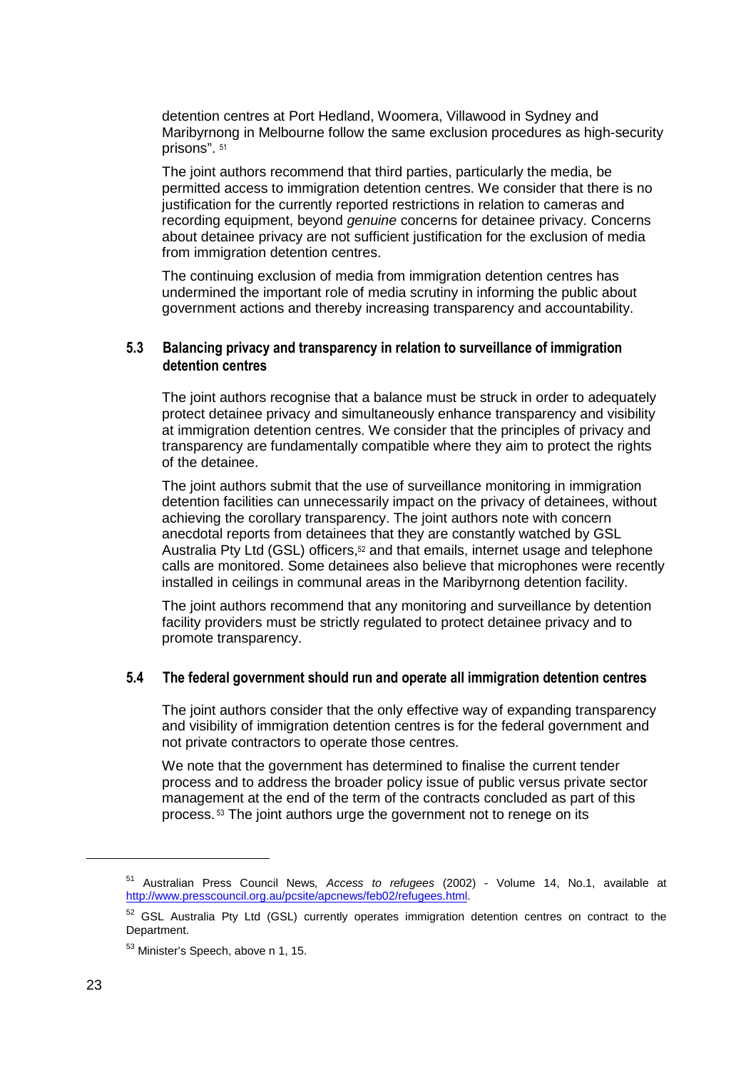detention centres at Port Hedland, Woomera, Villawood in Sydney and Maribyrnong in Melbourne follow the same exclusion procedures as high-security prisons".[51]

The joint authors recommend that third parties, particularly the media, be permitted access to immigration detention centres. We consider that there is no justification for the currently reported restrictions in relation to cameras and recording equipment, beyond *genuine* concerns for detainee privacy. Concerns about detainee privacy are not sufficient justification for the exclusion of media from immigration detention centres.

The continuing exclusion of media from immigration detention centres has undermined the important role of media scrutiny in informing the public about government actions and thereby increasing transparency and accountability.

### 5.3 Balancing privacy and transparency in relation to surveillance of immigration detention centres

The joint authors recognise that a balance must be struck in order to adequately protect detainee privacy and simultaneously enhance transparency and visibility at immigration detention centres. We consider that the principles of privacy and transparency are fundamentally compatible where they aim to protect the rights of the detainee.

The joint authors submit that the use of surveillance monitoring in immigration detention facilities can unnecessarily impact on the privacy of detainees, without achieving the corollary transparency. The joint authors note with concern anecdotal reports from detainees that they are constantly watched by GSL Australia Pty Ltd (GSL) officers,[52] and that emails, internet usage and telephone calls are monitored. Some detainees also believe that microphones were recently installed in ceilings in communal areas in the Maribyrnong detention facility.

The joint authors recommend that any monitoring and surveillance by detention facility providers must be strictly regulated to protect detainee privacy and to promote transparency.

### 5.4 The federal government should run and operate all immigration detention centres

The joint authors consider that the only effective way of expanding transparency and visibility of immigration detention centres is for the federal government and not private contractors to operate those centres.

We note that the government has determined to finalise the current tender process and to address the broader policy issue of public versus private sector management at the end of the term of the contracts concluded as part of this process.[53] The joint authors urge the government not to renege on its

---

[51] Australian Press Council News*, Access to refugees* (2002) - Volume 14, No.1, available at http://www.presscouncil.org.au/pcsite/apcnews/feb02/refugees.html.

[52] GSL Australia Pty Ltd (GSL) currently operates immigration detention centres on contract to the Department.

[53] Minister's Speech, above n 1, 15.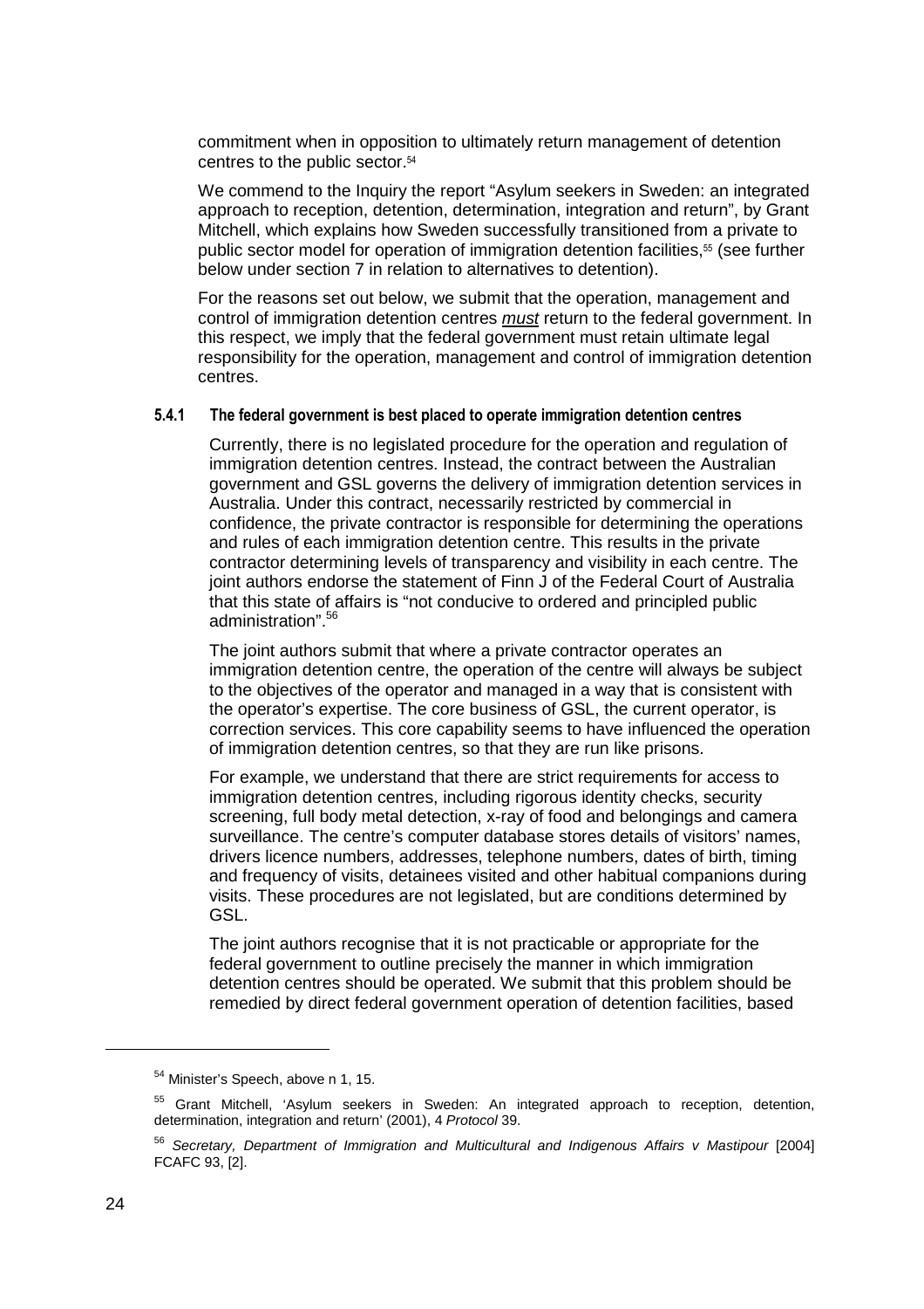commitment when in opposition to ultimately return management of detention centres to the public sector.[54]

We commend to the Inquiry the report "Asylum seekers in Sweden: an integrated approach to reception, detention, determination, integration and return", by Grant Mitchell, which explains how Sweden successfully transitioned from a private to public sector model for operation of immigration detention facilities,[55] (see further below under section 7 in relation to alternatives to detention).

For the reasons set out below, we submit that the operation, management and control of immigration detention centres *must* return to the federal government. In this respect, we imply that the federal government must retain ultimate legal responsibility for the operation, management and control of immigration detention centres.

#### 5.4.1 The federal government is best placed to operate immigration detention centres

Currently, there is no legislated procedure for the operation and regulation of immigration detention centres. Instead, the contract between the Australian government and GSL governs the delivery of immigration detention services in Australia. Under this contract, necessarily restricted by commercial in confidence, the private contractor is responsible for determining the operations and rules of each immigration detention centre. This results in the private contractor determining levels of transparency and visibility in each centre. The joint authors endorse the statement of Finn J of the Federal Court of Australia that this state of affairs is "not conducive to ordered and principled public administration".[56]

The joint authors submit that where a private contractor operates an immigration detention centre, the operation of the centre will always be subject to the objectives of the operator and managed in a way that is consistent with the operator's expertise. The core business of GSL, the current operator, is correction services. This core capability seems to have influenced the operation of immigration detention centres, so that they are run like prisons.

For example, we understand that there are strict requirements for access to immigration detention centres, including rigorous identity checks, security screening, full body metal detection, x-ray of food and belongings and camera surveillance. The centre's computer database stores details of visitors' names, drivers licence numbers, addresses, telephone numbers, dates of birth, timing and frequency of visits, detainees visited and other habitual companions during visits. These procedures are not legislated, but are conditions determined by GSL.

The joint authors recognise that it is not practicable or appropriate for the federal government to outline precisely the manner in which immigration detention centres should be operated. We submit that this problem should be remedied by direct federal government operation of detention facilities, based

---

[54] Minister's Speech, above n 1, 15.

[55] Grant Mitchell, 'Asylum seekers in Sweden: An integrated approach to reception, detention, determination, integration and return' (2001), 4 *Protocol* 39.

[56] *Secretary, Department of Immigration and Multicultural and Indigenous Affairs v Mastipour* [2004] FCAFC 93, [2].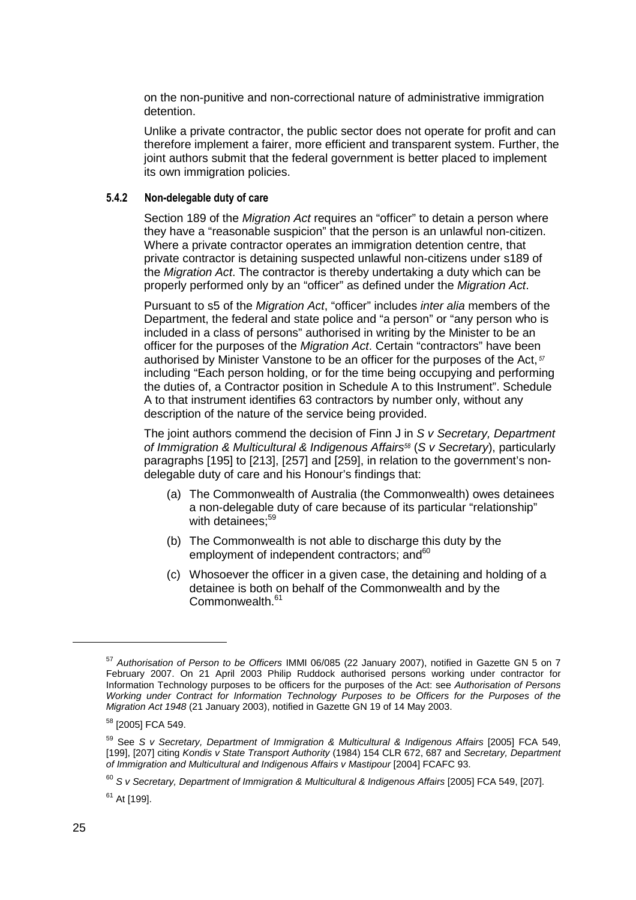on the non-punitive and non-correctional nature of administrative immigration detention.

Unlike a private contractor, the public sector does not operate for profit and can therefore implement a fairer, more efficient and transparent system. Further, the joint authors submit that the federal government is better placed to implement its own immigration policies.

### 5.4.2 Non-delegable duty of care

Section 189 of the *Migration Act* requires an "officer" to detain a person where they have a "reasonable suspicion" that the person is an unlawful non-citizen. Where a private contractor operates an immigration detention centre, that private contractor is detaining suspected unlawful non-citizens under s189 of the *Migration Act*. The contractor is thereby undertaking a duty which can be properly performed only by an "officer" as defined under the *Migration Act*.

Pursuant to s5 of the *Migration Act*, "officer" includes *inter alia* members of the Department, the federal and state police and "a person" or "any person who is included in a class of persons" authorised in writing by the Minister to be an officer for the purposes of the *Migration Act*. Certain "contractors" have been authorised by Minister Vanstone to be an officer for the purposes of the Act,[57] including "Each person holding, or for the time being occupying and performing the duties of, a Contractor position in Schedule A to this Instrument". Schedule A to that instrument identifies 63 contractors by number only, without any description of the nature of the service being provided.

The joint authors commend the decision of Finn J in *S v Secretary, Department of Immigration & Multicultural & Indigenous Affairs*[58] (*S v Secretary*), particularly paragraphs [195] to [213], [257] and [259], in relation to the government's non-delegable duty of care and his Honour's findings that:

(a) The Commonwealth of Australia (the Commonwealth) owes detainees a non-delegable duty of care because of its particular "relationship" with detainees;[59]

(b) The Commonwealth is not able to discharge this duty by the employment of independent contractors; and[60]

(c) Whosoever the officer in a given case, the detaining and holding of a detainee is both on behalf of the Commonwealth and by the Commonwealth.[61]

---

[57] *Authorisation of Person to be Officers* IMMI 06/085 (22 January 2007), notified in Gazette GN 5 on 7 February 2007. On 21 April 2003 Philip Ruddock authorised persons working under contractor for Information Technology purposes to be officers for the purposes of the Act: see *Authorisation of Persons Working under Contract for Information Technology Purposes to be Officers for the Purposes of the Migration Act 1948* (21 January 2003), notified in Gazette GN 19 of 14 May 2003.

[58] [2005] FCA 549.

[59] See *S v Secretary, Department of Immigration & Multicultural & Indigenous Affairs* [2005] FCA 549, [199], [207] citing *Kondis v State Transport Authority* (1984) 154 CLR 672, 687 and *Secretary, Department of Immigration and Multicultural and Indigenous Affairs v Mastipour* [2004] FCAFC 93.

[60] *S v Secretary, Department of Immigration & Multicultural & Indigenous Affairs* [2005] FCA 549, [207].

[61] At [199].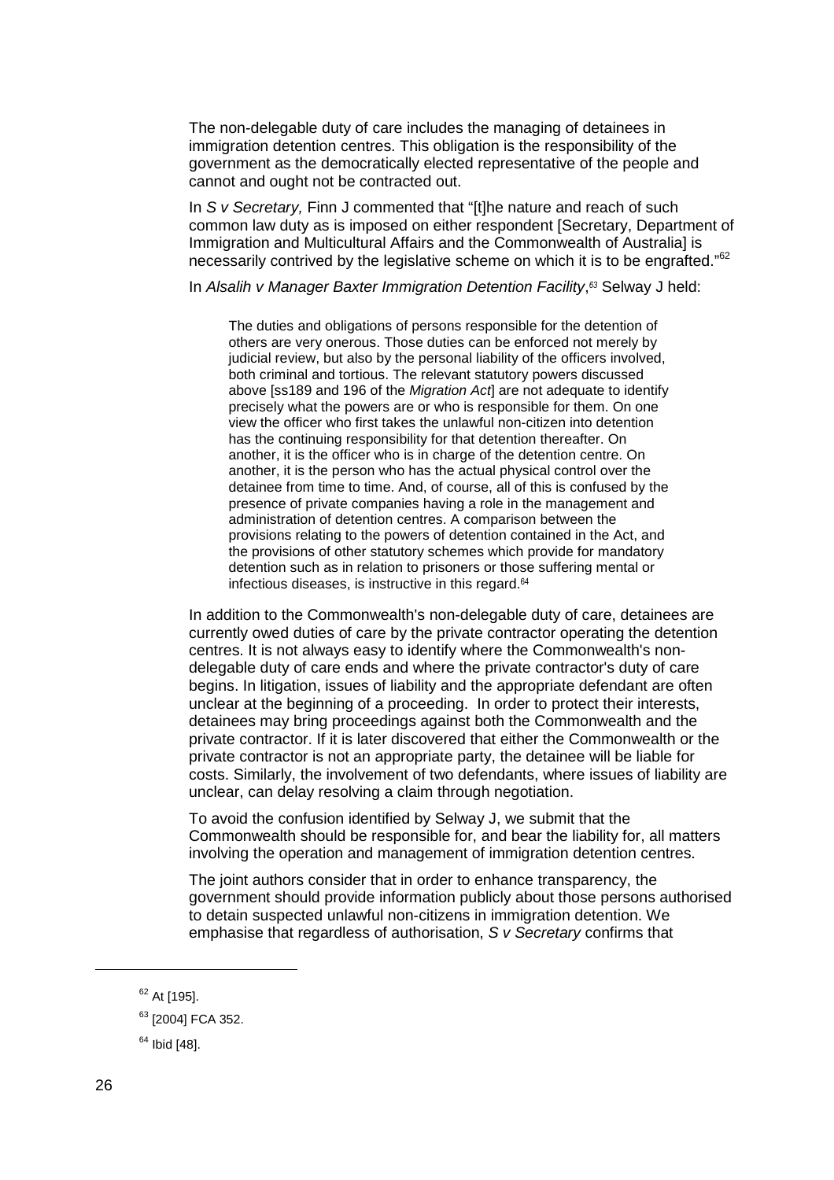The non-delegable duty of care includes the managing of detainees in immigration detention centres. This obligation is the responsibility of the government as the democratically elected representative of the people and cannot and ought not be contracted out.

In *S v Secretary,* Finn J commented that "[t]he nature and reach of such common law duty as is imposed on either respondent [Secretary, Department of Immigration and Multicultural Affairs and the Commonwealth of Australia] is necessarily contrived by the legislative scheme on which it is to be engrafted."[62]

In *Alsalih v Manager Baxter Immigration Detention Facility*,[63] Selway J held:

> The duties and obligations of persons responsible for the detention of others are very onerous. Those duties can be enforced not merely by judicial review, but also by the personal liability of the officers involved, both criminal and tortious. The relevant statutory powers discussed above [ss189 and 196 of the *Migration Act*] are not adequate to identify precisely what the powers are or who is responsible for them. On one view the officer who first takes the unlawful non-citizen into detention has the continuing responsibility for that detention thereafter. On another, it is the officer who is in charge of the detention centre. On another, it is the person who has the actual physical control over the detainee from time to time. And, of course, all of this is confused by the presence of private companies having a role in the management and administration of detention centres. A comparison between the provisions relating to the powers of detention contained in the Act, and the provisions of other statutory schemes which provide for mandatory detention such as in relation to prisoners or those suffering mental or infectious diseases, is instructive in this regard.[64]

In addition to the Commonwealth's non-delegable duty of care, detainees are currently owed duties of care by the private contractor operating the detention centres. It is not always easy to identify where the Commonwealth's non-delegable duty of care ends and where the private contractor's duty of care begins. In litigation, issues of liability and the appropriate defendant are often unclear at the beginning of a proceeding. In order to protect their interests, detainees may bring proceedings against both the Commonwealth and the private contractor. If it is later discovered that either the Commonwealth or the private contractor is not an appropriate party, the detainee will be liable for costs. Similarly, the involvement of two defendants, where issues of liability are unclear, can delay resolving a claim through negotiation.

To avoid the confusion identified by Selway J, we submit that the Commonwealth should be responsible for, and bear the liability for, all matters involving the operation and management of immigration detention centres.

The joint authors consider that in order to enhance transparency, the government should provide information publicly about those persons authorised to detain suspected unlawful non-citizens in immigration detention. We emphasise that regardless of authorisation, *S v Secretary* confirms that

[62] At [195].

[63] [2004] FCA 352.

[64] Ibid [48].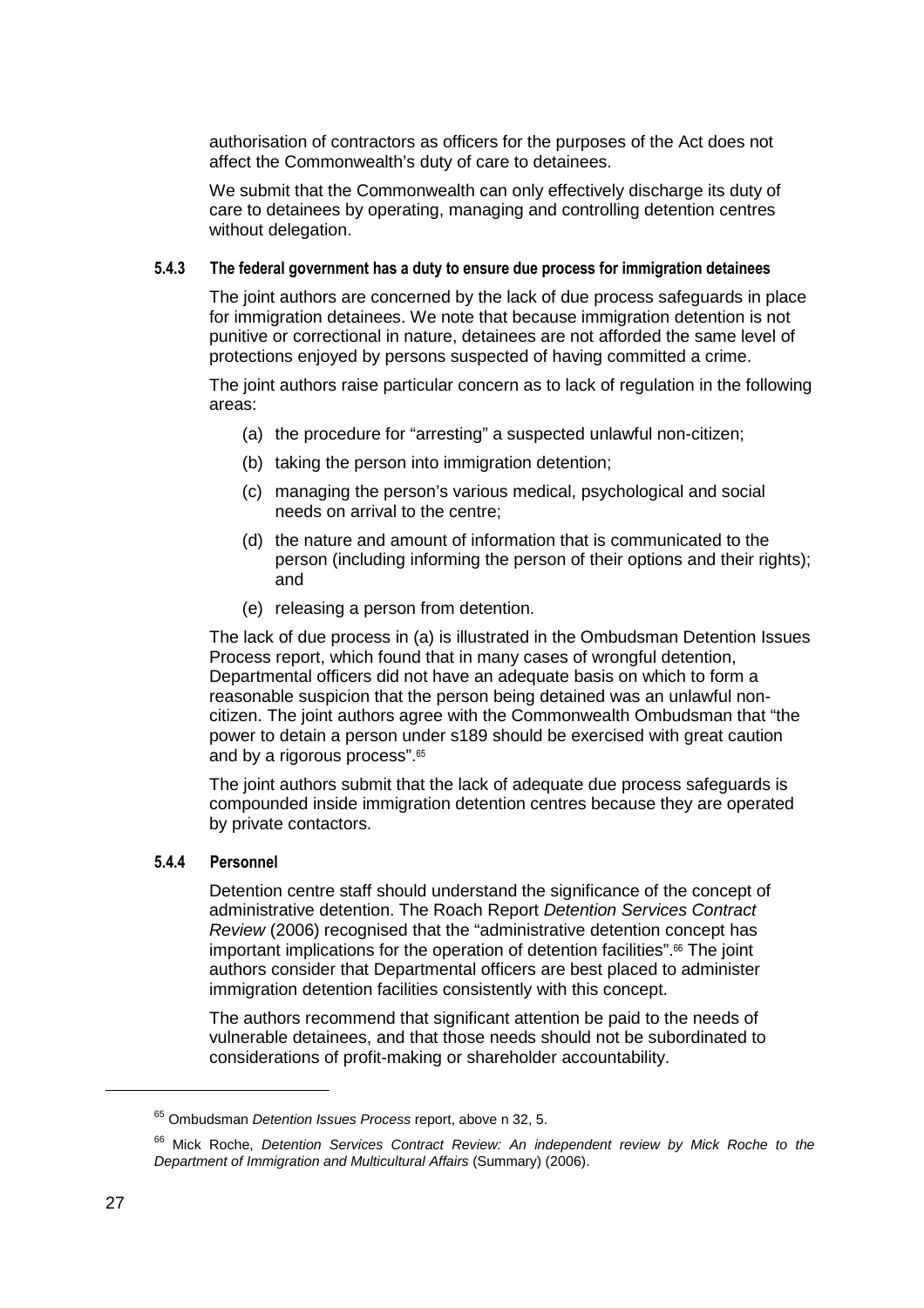authorisation of contractors as officers for the purposes of the Act does not affect the Commonwealth's duty of care to detainees.

We submit that the Commonwealth can only effectively discharge its duty of care to detainees by operating, managing and controlling detention centres without delegation.

#### 5.4.3 The federal government has a duty to ensure due process for immigration detainees

The joint authors are concerned by the lack of due process safeguards in place for immigration detainees. We note that because immigration detention is not punitive or correctional in nature, detainees are not afforded the same level of protections enjoyed by persons suspected of having committed a crime.

The joint authors raise particular concern as to lack of regulation in the following areas:

(a) the procedure for "arresting" a suspected unlawful non-citizen;

(b) taking the person into immigration detention;

(c) managing the person's various medical, psychological and social needs on arrival to the centre;

(d) the nature and amount of information that is communicated to the person (including informing the person of their options and their rights); and

(e) releasing a person from detention.

The lack of due process in (a) is illustrated in the Ombudsman Detention Issues Process report, which found that in many cases of wrongful detention, Departmental officers did not have an adequate basis on which to form a reasonable suspicion that the person being detained was an unlawful non-citizen. The joint authors agree with the Commonwealth Ombudsman that "the power to detain a person under s189 should be exercised with great caution and by a rigorous process".[65]

The joint authors submit that the lack of adequate due process safeguards is compounded inside immigration detention centres because they are operated by private contactors.

#### 5.4.4 Personnel

Detention centre staff should understand the significance of the concept of administrative detention. The Roach Report *Detention Services Contract Review* (2006) recognised that the "administrative detention concept has important implications for the operation of detention facilities".[66] The joint authors consider that Departmental officers are best placed to administer immigration detention facilities consistently with this concept.

The authors recommend that significant attention be paid to the needs of vulnerable detainees, and that those needs should not be subordinated to considerations of profit-making or shareholder accountability.

---

[65] Ombudsman *Detention Issues Process* report, above n 32, 5.

[66] Mick Roche, *Detention Services Contract Review: An independent review by Mick Roche to the Department of Immigration and Multicultural Affairs* (Summary) (2006).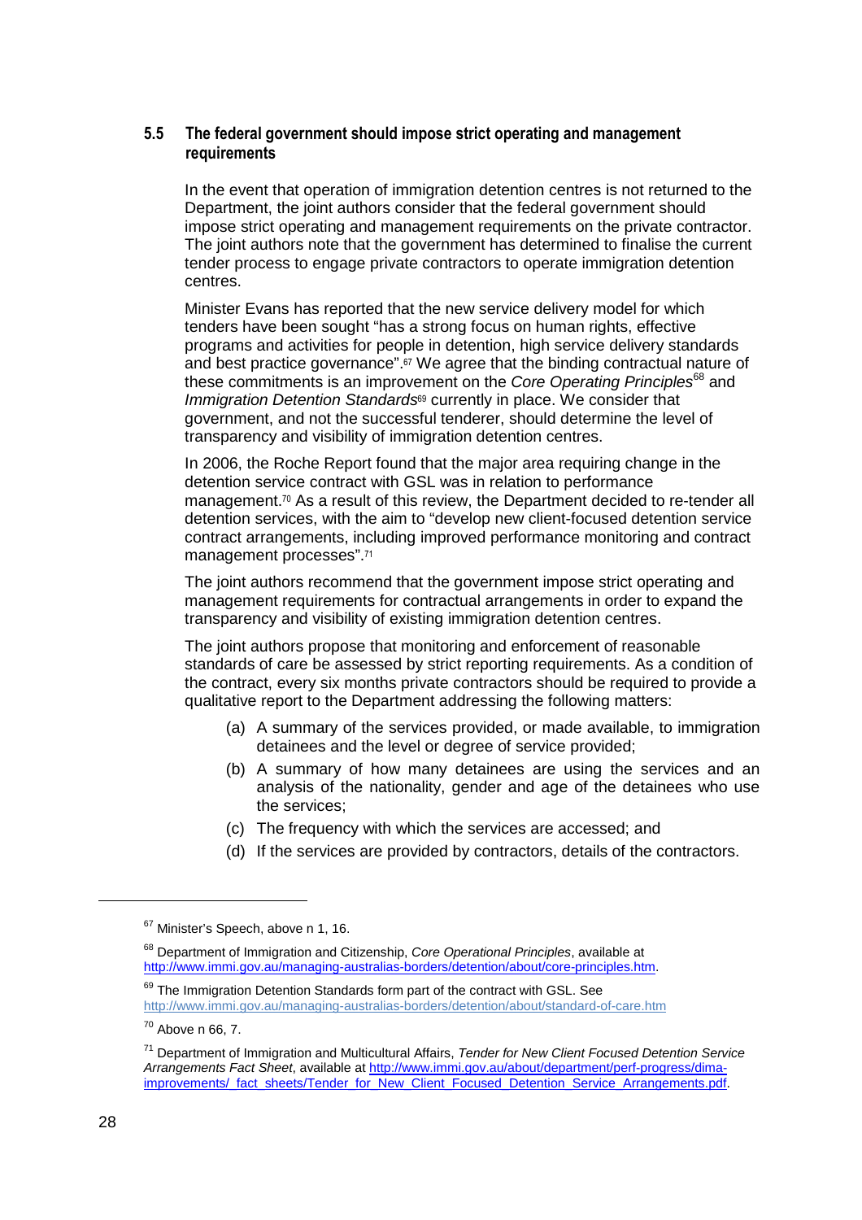### 5.5 The federal government should impose strict operating and management requirements

In the event that operation of immigration detention centres is not returned to the Department, the joint authors consider that the federal government should impose strict operating and management requirements on the private contractor. The joint authors note that the government has determined to finalise the current tender process to engage private contractors to operate immigration detention centres.

Minister Evans has reported that the new service delivery model for which tenders have been sought "has a strong focus on human rights, effective programs and activities for people in detention, high service delivery standards and best practice governance".[67] We agree that the binding contractual nature of these commitments is an improvement on the *Core Operating Principles*[68] and *Immigration Detention Standards*[69] currently in place. We consider that government, and not the successful tenderer, should determine the level of transparency and visibility of immigration detention centres.

In 2006, the Roche Report found that the major area requiring change in the detention service contract with GSL was in relation to performance management.[70] As a result of this review, the Department decided to re-tender all detention services, with the aim to "develop new client-focused detention service contract arrangements, including improved performance monitoring and contract management processes".[71]

The joint authors recommend that the government impose strict operating and management requirements for contractual arrangements in order to expand the transparency and visibility of existing immigration detention centres.

The joint authors propose that monitoring and enforcement of reasonable standards of care be assessed by strict reporting requirements. As a condition of the contract, every six months private contractors should be required to provide a qualitative report to the Department addressing the following matters:

(a) A summary of the services provided, or made available, to immigration detainees and the level or degree of service provided;

(b) A summary of how many detainees are using the services and an analysis of the nationality, gender and age of the detainees who use the services;

(c) The frequency with which the services are accessed; and

(d) If the services are provided by contractors, details of the contractors.

---

[67] Minister's Speech, above n 1, 16.

[68] Department of Immigration and Citizenship, *Core Operational Principles*, available at http://www.immi.gov.au/managing-australias-borders/detention/about/core-principles.htm.

[69] The Immigration Detention Standards form part of the contract with GSL. See http://www.immi.gov.au/managing-australias-borders/detention/about/standard-of-care.htm

[70] Above n 66, 7.

[71] Department of Immigration and Multicultural Affairs, *Tender for New Client Focused Detention Service Arrangements Fact Sheet*, available at http://www.immi.gov.au/about/department/perf-progress/dima-improvements/_fact_sheets/Tender_for_New_Client_Focused_Detention_Service_Arrangements.pdf.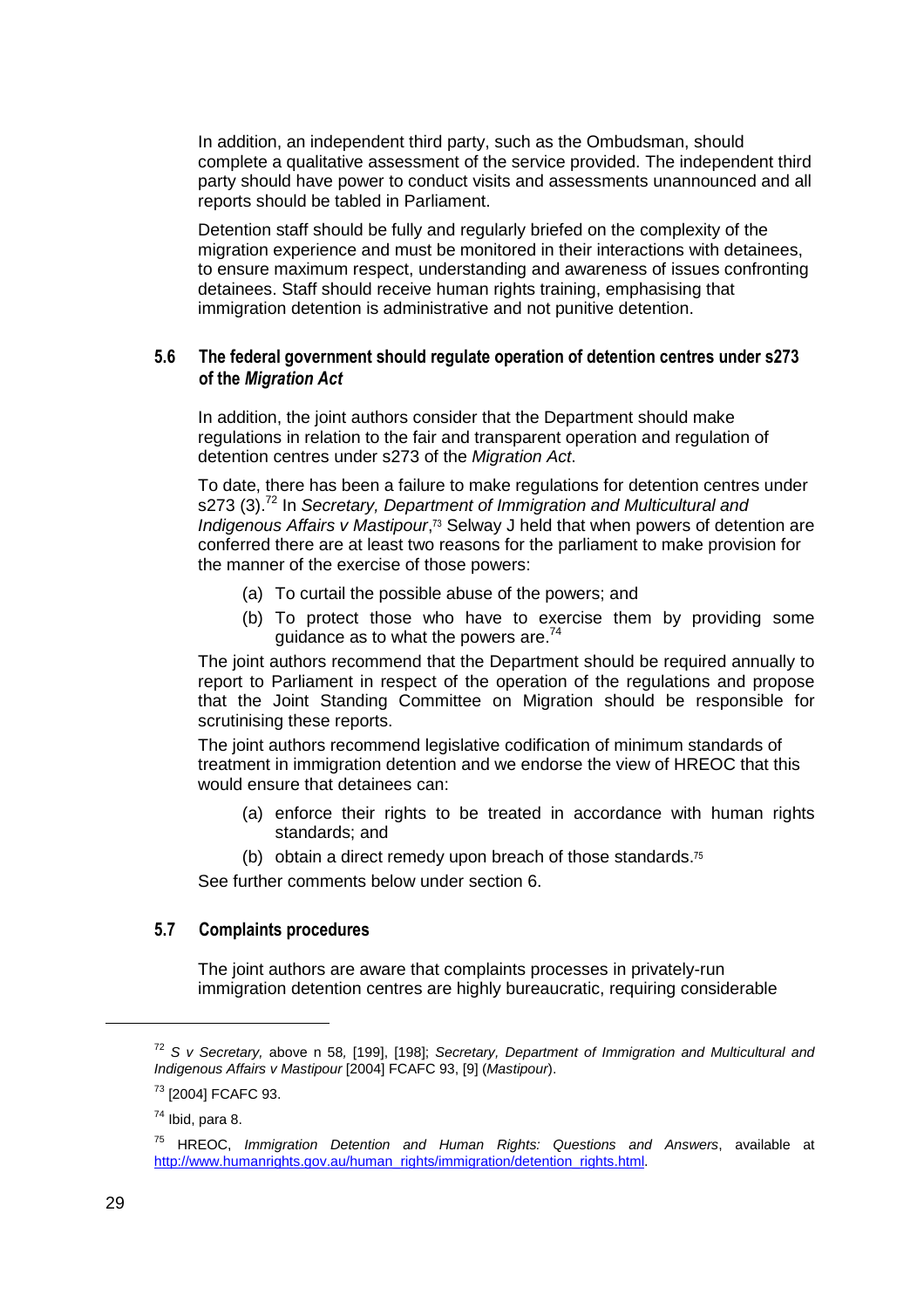In addition, an independent third party, such as the Ombudsman, should complete a qualitative assessment of the service provided. The independent third party should have power to conduct visits and assessments unannounced and all reports should be tabled in Parliament.

Detention staff should be fully and regularly briefed on the complexity of the migration experience and must be monitored in their interactions with detainees, to ensure maximum respect, understanding and awareness of issues confronting detainees. Staff should receive human rights training, emphasising that immigration detention is administrative and not punitive detention.

### 5.6 The federal government should regulate operation of detention centres under s273 of the *Migration Act*

In addition, the joint authors consider that the Department should make regulations in relation to the fair and transparent operation and regulation of detention centres under s273 of the *Migration Act*.

To date, there has been a failure to make regulations for detention centres under s273 (3).[72] In *Secretary, Department of Immigration and Multicultural and Indigenous Affairs v Mastipour*,[73] Selway J held that when powers of detention are conferred there are at least two reasons for the parliament to make provision for the manner of the exercise of those powers:

(a) To curtail the possible abuse of the powers; and

(b) To protect those who have to exercise them by providing some guidance as to what the powers are.[74]

The joint authors recommend that the Department should be required annually to report to Parliament in respect of the operation of the regulations and propose that the Joint Standing Committee on Migration should be responsible for scrutinising these reports.

The joint authors recommend legislative codification of minimum standards of treatment in immigration detention and we endorse the view of HREOC that this would ensure that detainees can:

(a) enforce their rights to be treated in accordance with human rights standards; and

(b) obtain a direct remedy upon breach of those standards.[75]

See further comments below under section 6.

### 5.7 Complaints procedures

The joint authors are aware that complaints processes in privately-run immigration detention centres are highly bureaucratic, requiring considerable

---

[72] *S v Secretary,* above n 58*,* [199], [198]; *Secretary, Department of Immigration and Multicultural and Indigenous Affairs v Mastipour* [2004] FCAFC 93, [9] (*Mastipour*).

[73] [2004] FCAFC 93.

[74] Ibid, para 8.

[75] HREOC, *Immigration Detention and Human Rights: Questions and Answers*, available at http://www.humanrights.gov.au/human_rights/immigration/detention_rights.html.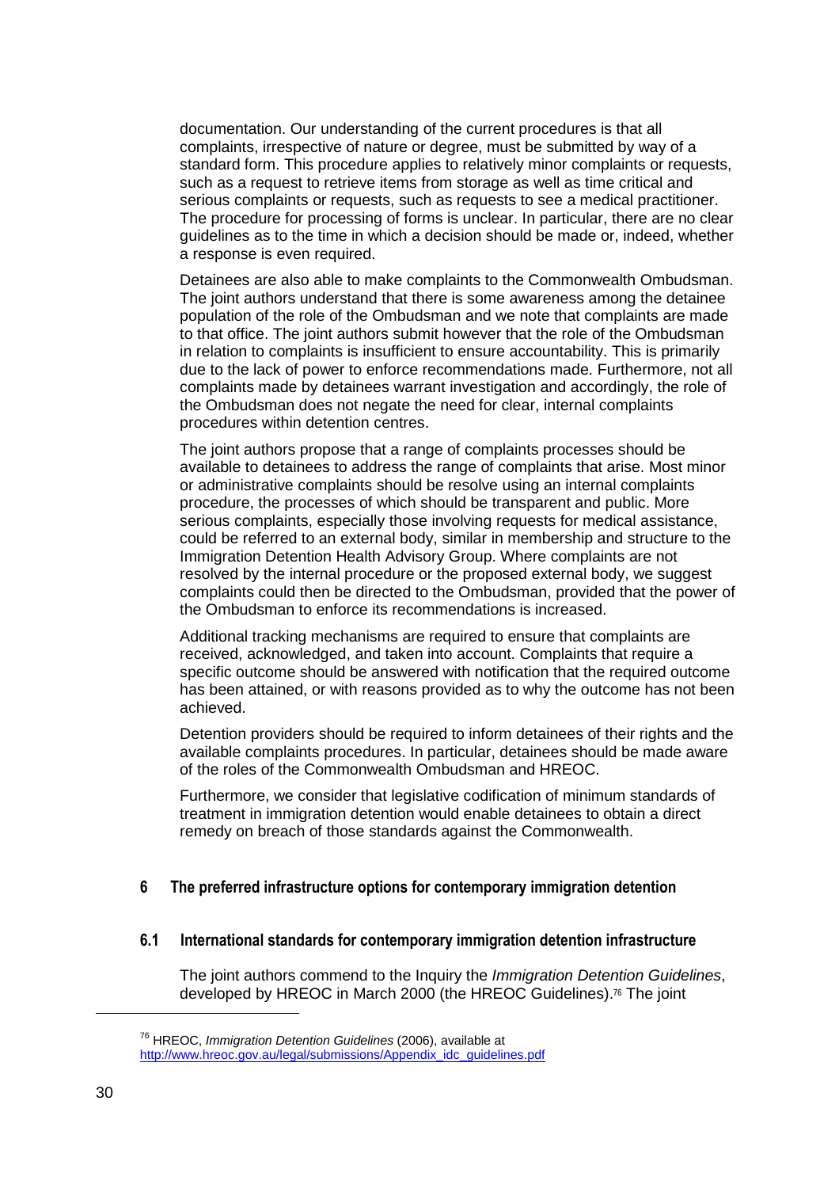documentation. Our understanding of the current procedures is that all complaints, irrespective of nature or degree, must be submitted by way of a standard form. This procedure applies to relatively minor complaints or requests, such as a request to retrieve items from storage as well as time critical and serious complaints or requests, such as requests to see a medical practitioner. The procedure for processing of forms is unclear. In particular, there are no clear guidelines as to the time in which a decision should be made or, indeed, whether a response is even required.

Detainees are also able to make complaints to the Commonwealth Ombudsman. The joint authors understand that there is some awareness among the detainee population of the role of the Ombudsman and we note that complaints are made to that office. The joint authors submit however that the role of the Ombudsman in relation to complaints is insufficient to ensure accountability. This is primarily due to the lack of power to enforce recommendations made. Furthermore, not all complaints made by detainees warrant investigation and accordingly, the role of the Ombudsman does not negate the need for clear, internal complaints procedures within detention centres.

The joint authors propose that a range of complaints processes should be available to detainees to address the range of complaints that arise. Most minor or administrative complaints should be resolve using an internal complaints procedure, the processes of which should be transparent and public. More serious complaints, especially those involving requests for medical assistance, could be referred to an external body, similar in membership and structure to the Immigration Detention Health Advisory Group. Where complaints are not resolved by the internal procedure or the proposed external body, we suggest complaints could then be directed to the Ombudsman, provided that the power of the Ombudsman to enforce its recommendations is increased.

Additional tracking mechanisms are required to ensure that complaints are received, acknowledged, and taken into account. Complaints that require a specific outcome should be answered with notification that the required outcome has been attained, or with reasons provided as to why the outcome has not been achieved.

Detention providers should be required to inform detainees of their rights and the available complaints procedures. In particular, detainees should be made aware of the roles of the Commonwealth Ombudsman and HREOC.

Furthermore, we consider that legislative codification of minimum standards of treatment in immigration detention would enable detainees to obtain a direct remedy on breach of those standards against the Commonwealth.

## 6 The preferred infrastructure options for contemporary immigration detention

### 6.1 International standards for contemporary immigration detention infrastructure

The joint authors commend to the Inquiry the *Immigration Detention Guidelines*, developed by HREOC in March 2000 (the HREOC Guidelines).[76] The joint

---

[76] HREOC, *Immigration Detention Guidelines* (2006), available at http://www.hreoc.gov.au/legal/submissions/Appendix_idc_guidelines.pdf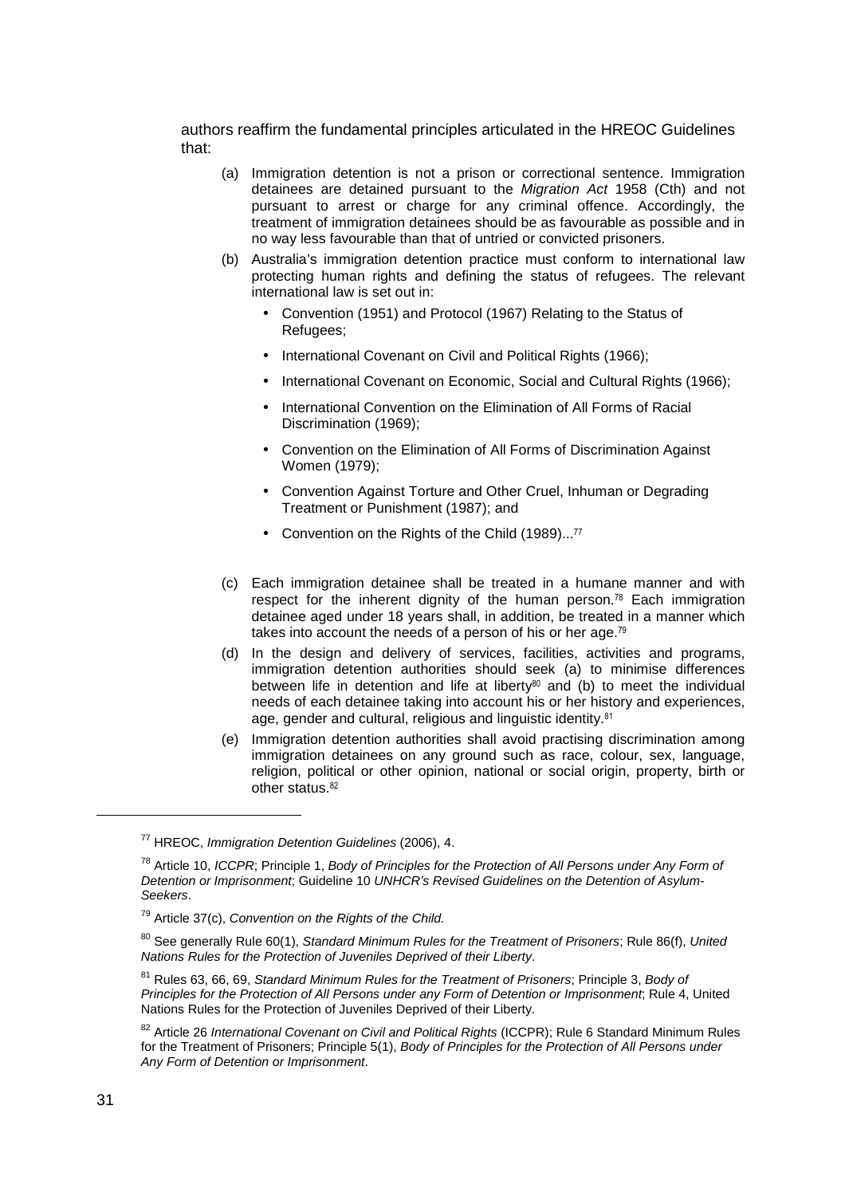authors reaffirm the fundamental principles articulated in the HREOC Guidelines that:

(a) Immigration detention is not a prison or correctional sentence. Immigration detainees are detained pursuant to the *Migration Act* 1958 (Cth) and not pursuant to arrest or charge for any criminal offence. Accordingly, the treatment of immigration detainees should be as favourable as possible and in no way less favourable than that of untried or convicted prisoners.

(b) Australia's immigration detention practice must conform to international law protecting human rights and defining the status of refugees. The relevant international law is set out in:

- Convention (1951) and Protocol (1967) Relating to the Status of Refugees;
- International Covenant on Civil and Political Rights (1966);
- International Covenant on Economic, Social and Cultural Rights (1966);
- International Convention on the Elimination of All Forms of Racial Discrimination (1969);
- Convention on the Elimination of All Forms of Discrimination Against Women (1979);
- Convention Against Torture and Other Cruel, Inhuman or Degrading Treatment or Punishment (1987); and
- Convention on the Rights of the Child (1989)...[77]

(c) Each immigration detainee shall be treated in a humane manner and with respect for the inherent dignity of the human person.[78] Each immigration detainee aged under 18 years shall, in addition, be treated in a manner which takes into account the needs of a person of his or her age.[79]

(d) In the design and delivery of services, facilities, activities and programs, immigration detention authorities should seek (a) to minimise differences between life in detention and life at liberty[80] and (b) to meet the individual needs of each detainee taking into account his or her history and experiences, age, gender and cultural, religious and linguistic identity.[81]

(e) Immigration detention authorities shall avoid practising discrimination among immigration detainees on any ground such as race, colour, sex, language, religion, political or other opinion, national or social origin, property, birth or other status.[82]

---

[77] HREOC, *Immigration Detention Guidelines* (2006), 4.

[78] Article 10, *ICCPR*; Principle 1, *Body of Principles for the Protection of All Persons under Any Form of Detention or Imprisonment*; Guideline 10 *UNHCR's Revised Guidelines on the Detention of Asylum-Seekers*.

[79] Article 37(c), *Convention on the Rights of the Child.*

[80] See generally Rule 60(1), *Standard Minimum Rules for the Treatment of Prisoners*; Rule 86(f), *United Nations Rules for the Protection of Juveniles Deprived of their Liberty*.

[81] Rules 63, 66, 69, *Standard Minimum Rules for the Treatment of Prisoners*; Principle 3, *Body of Principles for the Protection of All Persons under any Form of Detention or Imprisonment*; Rule 4, United Nations Rules for the Protection of Juveniles Deprived of their Liberty.

[82] Article 26 *International Covenant on Civil and Political Rights* (ICCPR); Rule 6 Standard Minimum Rules for the Treatment of Prisoners; Principle 5(1), *Body of Principles for the Protection of All Persons under Any Form of Detention or Imprisonment*.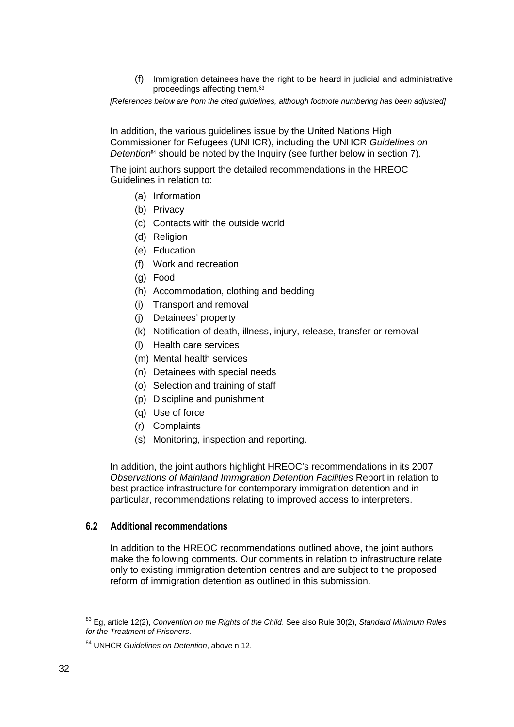(f) Immigration detainees have the right to be heard in judicial and administrative proceedings affecting them.[83]

*[References below are from the cited guidelines, although footnote numbering has been adjusted]*

In addition, the various guidelines issue by the United Nations High Commissioner for Refugees (UNHCR), including the UNHCR *Guidelines on Detention*[84] should be noted by the Inquiry (see further below in section 7).

The joint authors support the detailed recommendations in the HREOC Guidelines in relation to:

(a) Information
(b) Privacy
(c) Contacts with the outside world
(d) Religion
(e) Education
(f) Work and recreation
(g) Food
(h) Accommodation, clothing and bedding
(i) Transport and removal
(j) Detainees' property
(k) Notification of death, illness, injury, release, transfer or removal
(l) Health care services
(m) Mental health services
(n) Detainees with special needs
(o) Selection and training of staff
(p) Discipline and punishment
(q) Use of force
(r) Complaints
(s) Monitoring, inspection and reporting.

In addition, the joint authors highlight HREOC's recommendations in its 2007 *Observations of Mainland Immigration Detention Facilities* Report in relation to best practice infrastructure for contemporary immigration detention and in particular, recommendations relating to improved access to interpreters.

### 6.2 Additional recommendations

In addition to the HREOC recommendations outlined above, the joint authors make the following comments. Our comments in relation to infrastructure relate only to existing immigration detention centres and are subject to the proposed reform of immigration detention as outlined in this submission.

---

[83] Eg, article 12(2), *Convention on the Rights of the Child*. See also Rule 30(2), *Standard Minimum Rules for the Treatment of Prisoners*.

[84] UNHCR *Guidelines on Detention*, above n 12.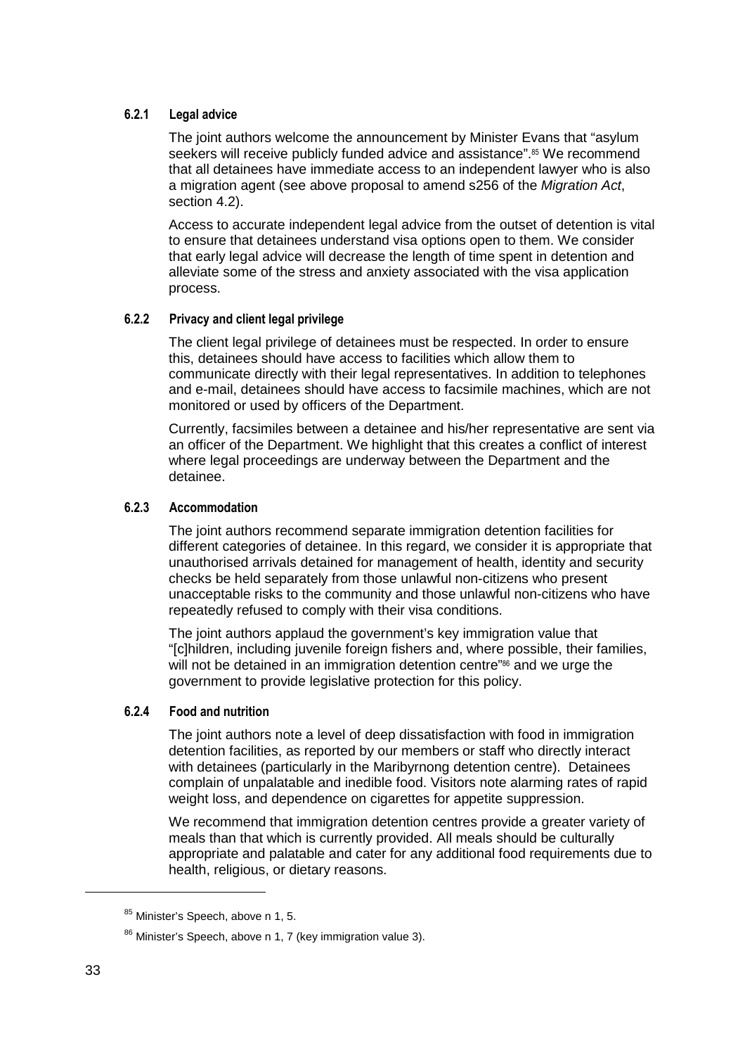### 6.2.1 Legal advice

The joint authors welcome the announcement by Minister Evans that "asylum seekers will receive publicly funded advice and assistance".[85] We recommend that all detainees have immediate access to an independent lawyer who is also a migration agent (see above proposal to amend s256 of the *Migration Act*, section 4.2).

Access to accurate independent legal advice from the outset of detention is vital to ensure that detainees understand visa options open to them. We consider that early legal advice will decrease the length of time spent in detention and alleviate some of the stress and anxiety associated with the visa application process.

### 6.2.2 Privacy and client legal privilege

The client legal privilege of detainees must be respected. In order to ensure this, detainees should have access to facilities which allow them to communicate directly with their legal representatives. In addition to telephones and e-mail, detainees should have access to facsimile machines, which are not monitored or used by officers of the Department.

Currently, facsimiles between a detainee and his/her representative are sent via an officer of the Department. We highlight that this creates a conflict of interest where legal proceedings are underway between the Department and the detainee.

### 6.2.3 Accommodation

The joint authors recommend separate immigration detention facilities for different categories of detainee. In this regard, we consider it is appropriate that unauthorised arrivals detained for management of health, identity and security checks be held separately from those unlawful non-citizens who present unacceptable risks to the community and those unlawful non-citizens who have repeatedly refused to comply with their visa conditions.

The joint authors applaud the government's key immigration value that "[c]hildren, including juvenile foreign fishers and, where possible, their families, will not be detained in an immigration detention centre"[86] and we urge the government to provide legislative protection for this policy.

### 6.2.4 Food and nutrition

The joint authors note a level of deep dissatisfaction with food in immigration detention facilities, as reported by our members or staff who directly interact with detainees (particularly in the Maribyrnong detention centre). Detainees complain of unpalatable and inedible food. Visitors note alarming rates of rapid weight loss, and dependence on cigarettes for appetite suppression.

We recommend that immigration detention centres provide a greater variety of meals than that which is currently provided. All meals should be culturally appropriate and palatable and cater for any additional food requirements due to health, religious, or dietary reasons.

---

[85] Minister's Speech, above n 1, 5.

[86] Minister's Speech, above n 1, 7 (key immigration value 3).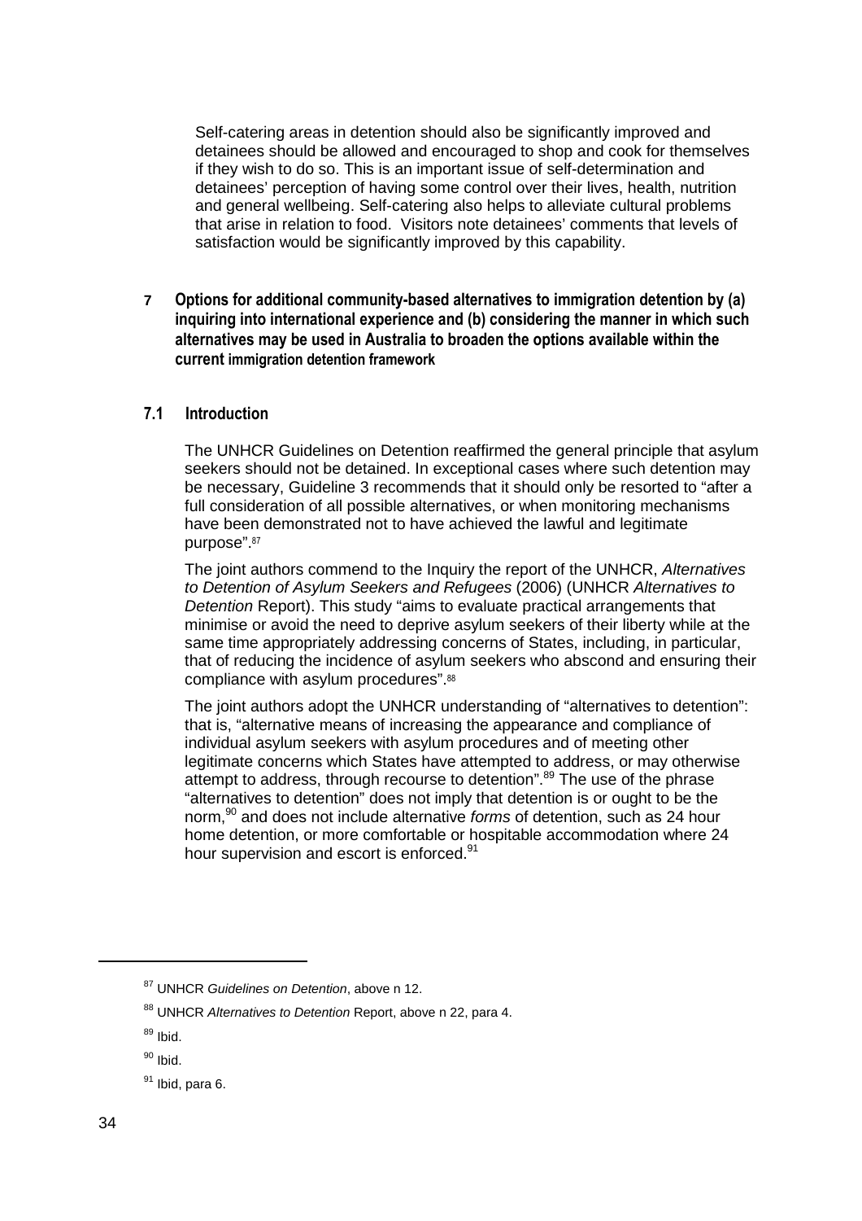Self-catering areas in detention should also be significantly improved and detainees should be allowed and encouraged to shop and cook for themselves if they wish to do so. This is an important issue of self-determination and detainees' perception of having some control over their lives, health, nutrition and general wellbeing. Self-catering also helps to alleviate cultural problems that arise in relation to food. Visitors note detainees' comments that levels of satisfaction would be significantly improved by this capability.

## 7 Options for additional community-based alternatives to immigration detention by (a) inquiring into international experience and (b) considering the manner in which such alternatives may be used in Australia to broaden the options available within the current immigration detention framework

### 7.1 Introduction

The UNHCR Guidelines on Detention reaffirmed the general principle that asylum seekers should not be detained. In exceptional cases where such detention may be necessary, Guideline 3 recommends that it should only be resorted to "after a full consideration of all possible alternatives, or when monitoring mechanisms have been demonstrated not to have achieved the lawful and legitimate purpose".[87]

The joint authors commend to the Inquiry the report of the UNHCR, *Alternatives to Detention of Asylum Seekers and Refugees* (2006) (UNHCR *Alternatives to Detention* Report). This study "aims to evaluate practical arrangements that minimise or avoid the need to deprive asylum seekers of their liberty while at the same time appropriately addressing concerns of States, including, in particular, that of reducing the incidence of asylum seekers who abscond and ensuring their compliance with asylum procedures".[88]

The joint authors adopt the UNHCR understanding of "alternatives to detention": that is, "alternative means of increasing the appearance and compliance of individual asylum seekers with asylum procedures and of meeting other legitimate concerns which States have attempted to address, or may otherwise attempt to address, through recourse to detention".[89] The use of the phrase "alternatives to detention" does not imply that detention is or ought to be the norm,[90] and does not include alternative *forms* of detention, such as 24 hour home detention, or more comfortable or hospitable accommodation where 24 hour supervision and escort is enforced.[91]

---

[87] UNHCR *Guidelines on Detention*, above n 12.

[88] UNHCR *Alternatives to Detention* Report, above n 22, para 4.

[89] Ibid.

[90] Ibid.

[91] Ibid, para 6.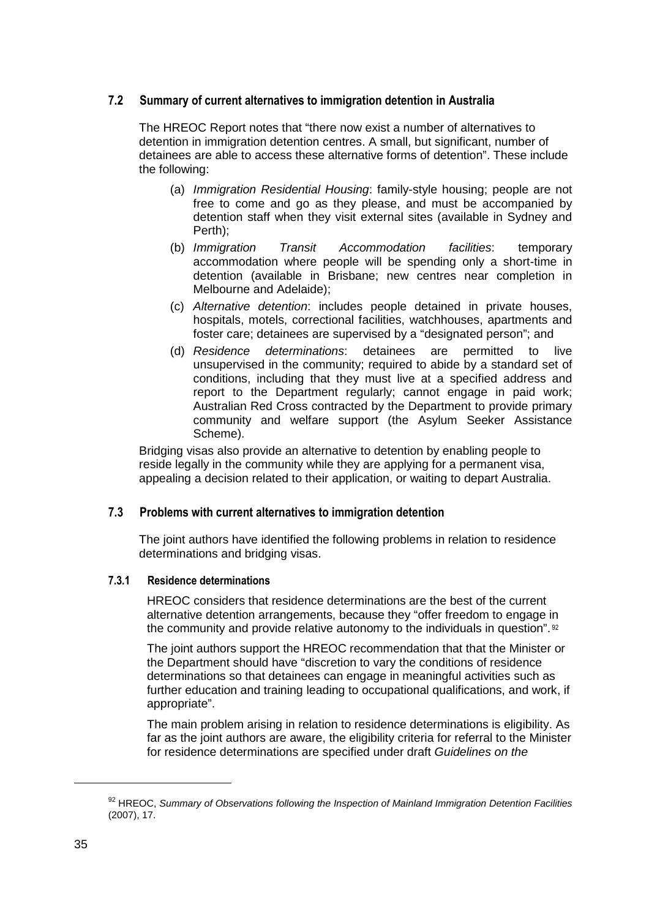## 7.2 Summary of current alternatives to immigration detention in Australia

The HREOC Report notes that "there now exist a number of alternatives to detention in immigration detention centres. A small, but significant, number of detainees are able to access these alternative forms of detention". These include the following:

(a) *Immigration Residential Housing*: family-style housing; people are not free to come and go as they please, and must be accompanied by detention staff when they visit external sites (available in Sydney and Perth);

(b) *Immigration Transit Accommodation facilities*: temporary accommodation where people will be spending only a short-time in detention (available in Brisbane; new centres near completion in Melbourne and Adelaide);

(c) *Alternative detention*: includes people detained in private houses, hospitals, motels, correctional facilities, watchhouses, apartments and foster care; detainees are supervised by a "designated person"; and

(d) *Residence determinations*: detainees are permitted to live unsupervised in the community; required to abide by a standard set of conditions, including that they must live at a specified address and report to the Department regularly; cannot engage in paid work; Australian Red Cross contracted by the Department to provide primary community and welfare support (the Asylum Seeker Assistance Scheme).

Bridging visas also provide an alternative to detention by enabling people to reside legally in the community while they are applying for a permanent visa, appealing a decision related to their application, or waiting to depart Australia.

## 7.3 Problems with current alternatives to immigration detention

The joint authors have identified the following problems in relation to residence determinations and bridging visas.

### 7.3.1 Residence determinations

HREOC considers that residence determinations are the best of the current alternative detention arrangements, because they "offer freedom to engage in the community and provide relative autonomy to the individuals in question".[92]

The joint authors support the HREOC recommendation that that the Minister or the Department should have "discretion to vary the conditions of residence determinations so that detainees can engage in meaningful activities such as further education and training leading to occupational qualifications, and work, if appropriate".

The main problem arising in relation to residence determinations is eligibility. As far as the joint authors are aware, the eligibility criteria for referral to the Minister for residence determinations are specified under draft *Guidelines on the*

---

[92] HREOC, *Summary of Observations following the Inspection of Mainland Immigration Detention Facilities* (2007), 17.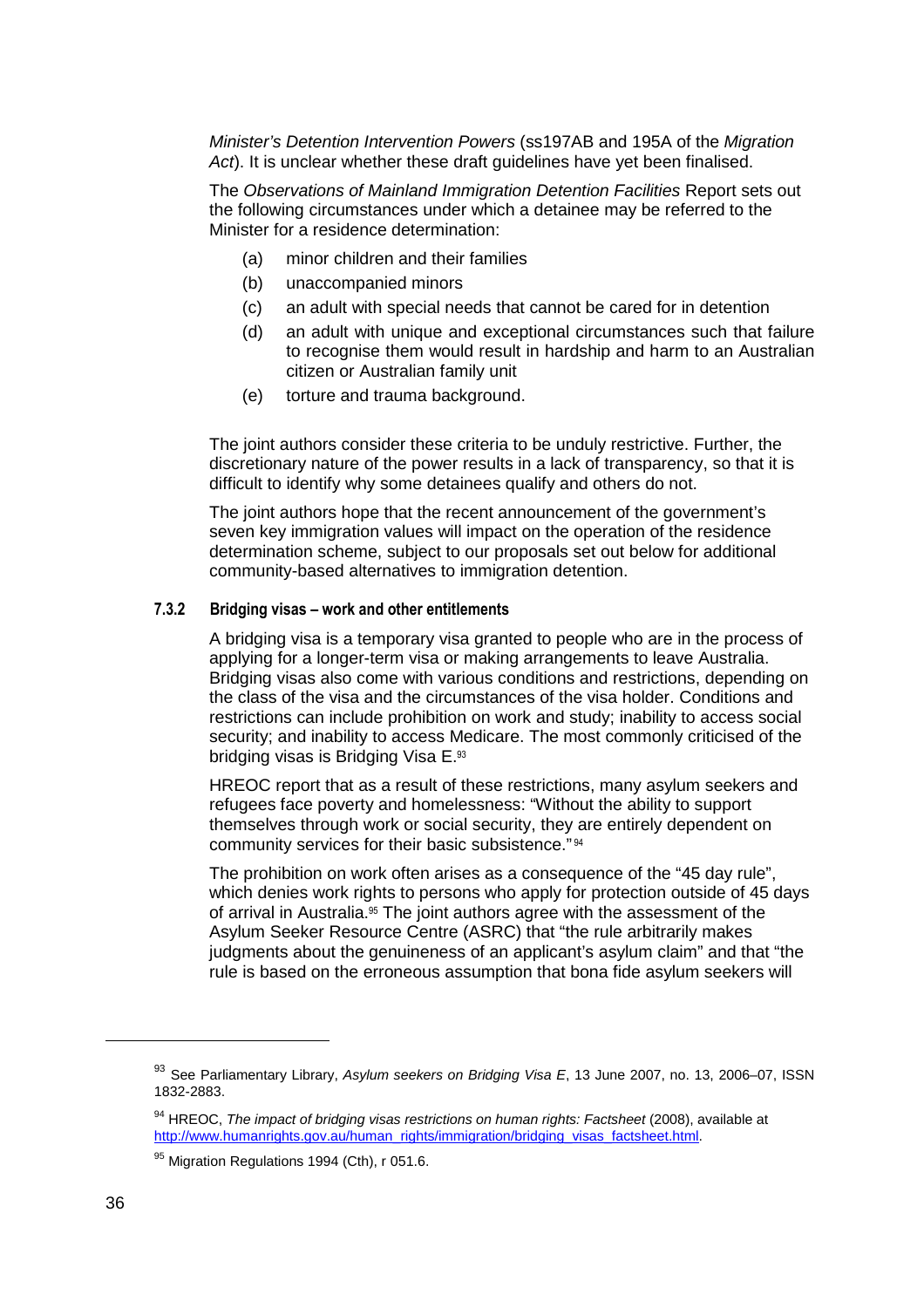*Minister's Detention Intervention Powers* (ss197AB and 195A of the *Migration Act*). It is unclear whether these draft guidelines have yet been finalised.

The *Observations of Mainland Immigration Detention Facilities* Report sets out the following circumstances under which a detainee may be referred to the Minister for a residence determination:

(a) minor children and their families

(b) unaccompanied minors

(c) an adult with special needs that cannot be cared for in detention

(d) an adult with unique and exceptional circumstances such that failure to recognise them would result in hardship and harm to an Australian citizen or Australian family unit

(e) torture and trauma background.

The joint authors consider these criteria to be unduly restrictive. Further, the discretionary nature of the power results in a lack of transparency, so that it is difficult to identify why some detainees qualify and others do not.

The joint authors hope that the recent announcement of the government's seven key immigration values will impact on the operation of the residence determination scheme, subject to our proposals set out below for additional community-based alternatives to immigration detention.

### 7.3.2 Bridging visas – work and other entitlements

A bridging visa is a temporary visa granted to people who are in the process of applying for a longer-term visa or making arrangements to leave Australia. Bridging visas also come with various conditions and restrictions, depending on the class of the visa and the circumstances of the visa holder. Conditions and restrictions can include prohibition on work and study; inability to access social security; and inability to access Medicare. The most commonly criticised of the bridging visas is Bridging Visa E.[93]

HREOC report that as a result of these restrictions, many asylum seekers and refugees face poverty and homelessness: "Without the ability to support themselves through work or social security, they are entirely dependent on community services for their basic subsistence."[94]

The prohibition on work often arises as a consequence of the "45 day rule", which denies work rights to persons who apply for protection outside of 45 days of arrival in Australia.[95] The joint authors agree with the assessment of the Asylum Seeker Resource Centre (ASRC) that "the rule arbitrarily makes judgments about the genuineness of an applicant's asylum claim" and that "the rule is based on the erroneous assumption that bona fide asylum seekers will

---

[93] See Parliamentary Library, *Asylum seekers on Bridging Visa E*, 13 June 2007, no. 13, 2006–07, ISSN 1832-2883.

[94] HREOC, *The impact of bridging visas restrictions on human rights: Factsheet* (2008), available at http://www.humanrights.gov.au/human_rights/immigration/bridging_visas_factsheet.html.

[95] Migration Regulations 1994 (Cth), r 051.6.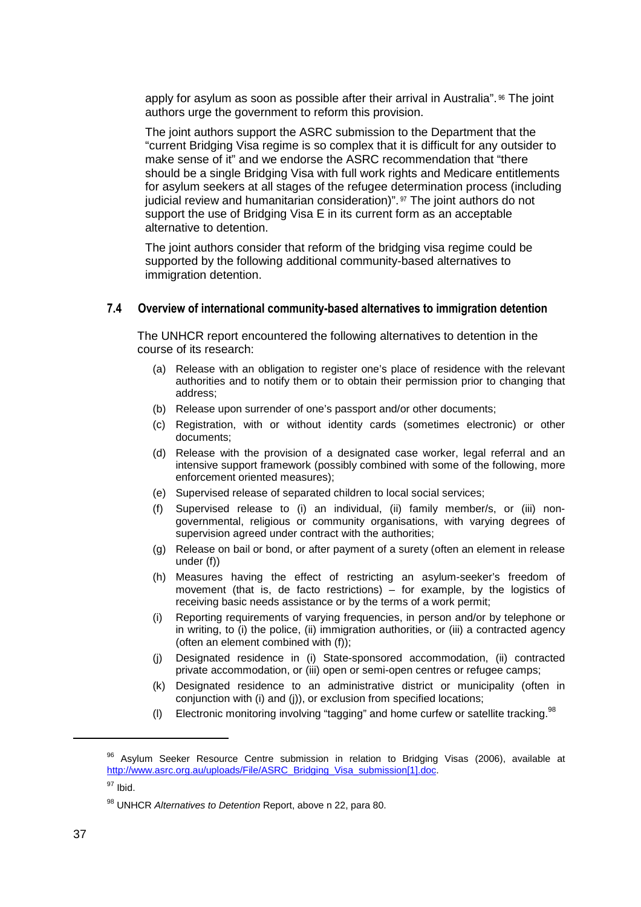apply for asylum as soon as possible after their arrival in Australia".[96] The joint authors urge the government to reform this provision.

The joint authors support the ASRC submission to the Department that the "current Bridging Visa regime is so complex that it is difficult for any outsider to make sense of it" and we endorse the ASRC recommendation that "there should be a single Bridging Visa with full work rights and Medicare entitlements for asylum seekers at all stages of the refugee determination process (including judicial review and humanitarian consideration)".[97] The joint authors do not support the use of Bridging Visa E in its current form as an acceptable alternative to detention.

The joint authors consider that reform of the bridging visa regime could be supported by the following additional community-based alternatives to immigration detention.

### 7.4 Overview of international community-based alternatives to immigration detention

The UNHCR report encountered the following alternatives to detention in the course of its research:

(a) Release with an obligation to register one's place of residence with the relevant authorities and to notify them or to obtain their permission prior to changing that address;

(b) Release upon surrender of one's passport and/or other documents;

(c) Registration, with or without identity cards (sometimes electronic) or other documents;

(d) Release with the provision of a designated case worker, legal referral and an intensive support framework (possibly combined with some of the following, more enforcement oriented measures);

(e) Supervised release of separated children to local social services;

(f) Supervised release to (i) an individual, (ii) family member/s, or (iii) non-governmental, religious or community organisations, with varying degrees of supervision agreed under contract with the authorities;

(g) Release on bail or bond, or after payment of a surety (often an element in release under (f))

(h) Measures having the effect of restricting an asylum-seeker's freedom of movement (that is, de facto restrictions) – for example, by the logistics of receiving basic needs assistance or by the terms of a work permit;

(i) Reporting requirements of varying frequencies, in person and/or by telephone or in writing, to (i) the police, (ii) immigration authorities, or (iii) a contracted agency (often an element combined with (f));

(j) Designated residence in (i) State-sponsored accommodation, (ii) contracted private accommodation, or (iii) open or semi-open centres or refugee camps;

(k) Designated residence to an administrative district or municipality (often in conjunction with (i) and (j)), or exclusion from specified locations;

(l) Electronic monitoring involving "tagging" and home curfew or satellite tracking.[98]

---

[96] Asylum Seeker Resource Centre submission in relation to Bridging Visas (2006), available at http://www.asrc.org.au/uploads/File/ASRC_Bridging_Visa_submission[1].doc.

[97] Ibid.

[98] UNHCR *Alternatives to Detention* Report, above n 22, para 80.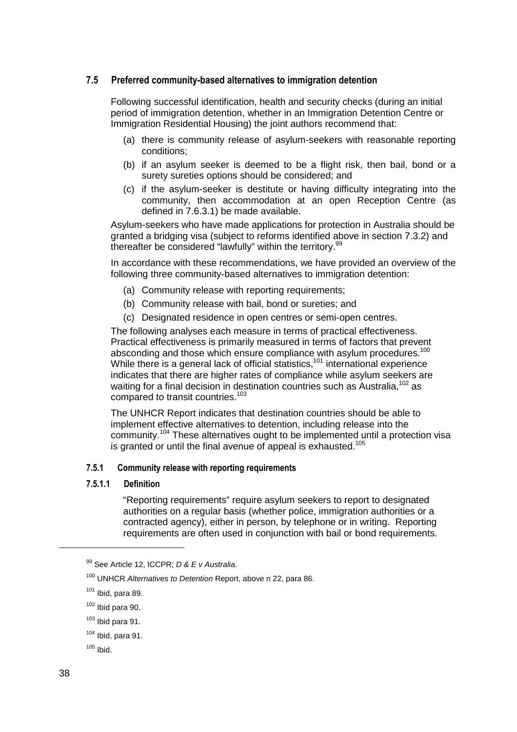### 7.5 Preferred community-based alternatives to immigration detention

Following successful identification, health and security checks (during an initial period of immigration detention, whether in an Immigration Detention Centre or Immigration Residential Housing) the joint authors recommend that:

(a) there is community release of asylum-seekers with reasonable reporting conditions;

(b) if an asylum seeker is deemed to be a flight risk, then bail, bond or a surety sureties options should be considered; and

(c) if the asylum-seeker is destitute or having difficulty integrating into the community, then accommodation at an open Reception Centre (as defined in 7.6.3.1) be made available.

Asylum-seekers who have made applications for protection in Australia should be granted a bridging visa (subject to reforms identified above in section 7.3.2) and thereafter be considered "lawfully" within the territory.[99]

In accordance with these recommendations, we have provided an overview of the following three community-based alternatives to immigration detention:

(a) Community release with reporting requirements;

(b) Community release with bail, bond or sureties; and

(c) Designated residence in open centres or semi-open centres.

The following analyses each measure in terms of practical effectiveness. Practical effectiveness is primarily measured in terms of factors that prevent absconding and those which ensure compliance with asylum procedures.[100] While there is a general lack of official statistics,[101] international experience indicates that there are higher rates of compliance while asylum seekers are waiting for a final decision in destination countries such as Australia,[102] as compared to transit countries.[103]

The UNHCR Report indicates that destination countries should be able to implement effective alternatives to detention, including release into the community.[104] These alternatives ought to be implemented until a protection visa is granted or until the final avenue of appeal is exhausted.[105]

#### 7.5.1 Community release with reporting requirements

##### 7.5.1.1 Definition

"Reporting requirements" require asylum seekers to report to designated authorities on a regular basis (whether police, immigration authorities or a contracted agency), either in person, by telephone or in writing. Reporting requirements are often used in conjunction with bail or bond requirements.

---

[99] See Article 12, ICCPR; *D & E v Australia*.

[100] UNHCR *Alternatives to Detention* Report, above n 22, para 86.

[101] Ibid, para 89.

[102] Ibid para 90.

[103] Ibid para 91.

[104] Ibid, para 91.

[105] Ibid.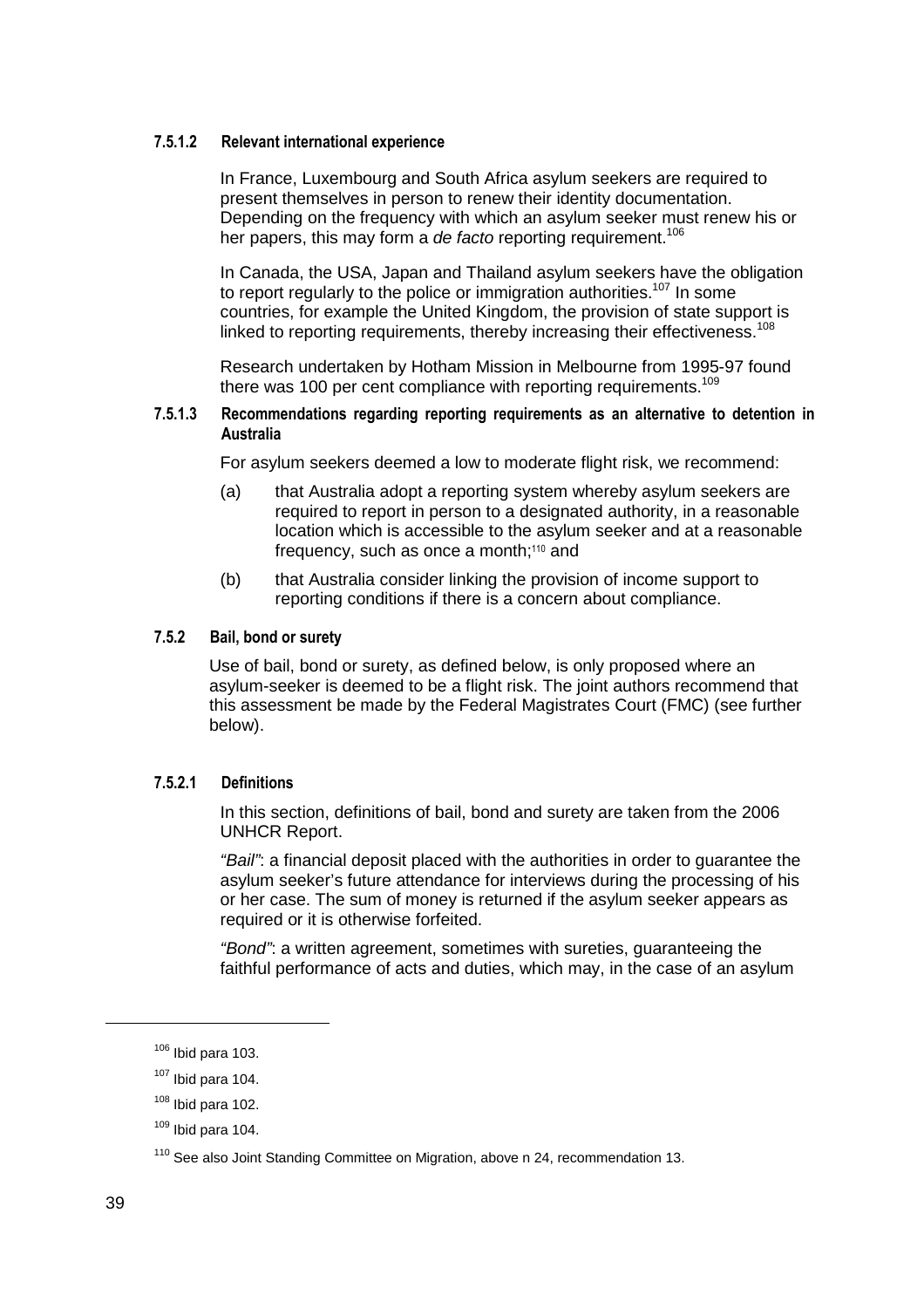#### 7.5.1.2 Relevant international experience

In France, Luxembourg and South Africa asylum seekers are required to present themselves in person to renew their identity documentation. Depending on the frequency with which an asylum seeker must renew his or her papers, this may form a *de facto* reporting requirement.[106]

In Canada, the USA, Japan and Thailand asylum seekers have the obligation to report regularly to the police or immigration authorities.[107] In some countries, for example the United Kingdom, the provision of state support is linked to reporting requirements, thereby increasing their effectiveness.[108]

Research undertaken by Hotham Mission in Melbourne from 1995-97 found there was 100 per cent compliance with reporting requirements.[109]

#### 7.5.1.3 Recommendations regarding reporting requirements as an alternative to detention in Australia

For asylum seekers deemed a low to moderate flight risk, we recommend:

(a) that Australia adopt a reporting system whereby asylum seekers are required to report in person to a designated authority, in a reasonable location which is accessible to the asylum seeker and at a reasonable frequency, such as once a month;[110] and

(b) that Australia consider linking the provision of income support to reporting conditions if there is a concern about compliance.

### 7.5.2 Bail, bond or surety

Use of bail, bond or surety, as defined below, is only proposed where an asylum-seeker is deemed to be a flight risk. The joint authors recommend that this assessment be made by the Federal Magistrates Court (FMC) (see further below).

#### 7.5.2.1 Definitions

In this section, definitions of bail, bond and surety are taken from the 2006 UNHCR Report.

*"Bail"*: a financial deposit placed with the authorities in order to guarantee the asylum seeker's future attendance for interviews during the processing of his or her case. The sum of money is returned if the asylum seeker appears as required or it is otherwise forfeited.

*"Bond"*: a written agreement, sometimes with sureties, guaranteeing the faithful performance of acts and duties, which may, in the case of an asylum

---

[106] Ibid para 103.

[107] Ibid para 104.

[108] Ibid para 102.

[109] Ibid para 104.

[110] See also Joint Standing Committee on Migration, above n 24, recommendation 13.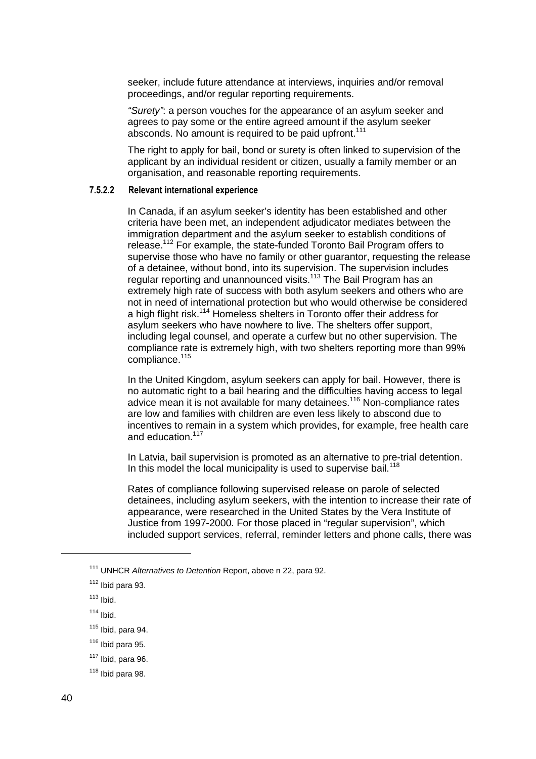seeker, include future attendance at interviews, inquiries and/or removal proceedings, and/or regular reporting requirements.

*"Surety"*: a person vouches for the appearance of an asylum seeker and agrees to pay some or the entire agreed amount if the asylum seeker absconds. No amount is required to be paid upfront.[111]

The right to apply for bail, bond or surety is often linked to supervision of the applicant by an individual resident or citizen, usually a family member or an organisation, and reasonable reporting requirements.

#### 7.5.2.2 Relevant international experience

In Canada, if an asylum seeker's identity has been established and other criteria have been met, an independent adjudicator mediates between the immigration department and the asylum seeker to establish conditions of release.[112] For example, the state-funded Toronto Bail Program offers to supervise those who have no family or other guarantor, requesting the release of a detainee, without bond, into its supervision. The supervision includes regular reporting and unannounced visits.[113] The Bail Program has an extremely high rate of success with both asylum seekers and others who are not in need of international protection but who would otherwise be considered a high flight risk.[114] Homeless shelters in Toronto offer their address for asylum seekers who have nowhere to live. The shelters offer support, including legal counsel, and operate a curfew but no other supervision. The compliance rate is extremely high, with two shelters reporting more than 99% compliance.[115]

In the United Kingdom, asylum seekers can apply for bail. However, there is no automatic right to a bail hearing and the difficulties having access to legal advice mean it is not available for many detainees.[116] Non-compliance rates are low and families with children are even less likely to abscond due to incentives to remain in a system which provides, for example, free health care and education.[117]

In Latvia, bail supervision is promoted as an alternative to pre-trial detention. In this model the local municipality is used to supervise bail.[118]

Rates of compliance following supervised release on parole of selected detainees, including asylum seekers, with the intention to increase their rate of appearance, were researched in the United States by the Vera Institute of Justice from 1997-2000. For those placed in "regular supervision", which included support services, referral, reminder letters and phone calls, there was

---

[111] UNHCR *Alternatives to Detention* Report, above n 22, para 92.

[112] Ibid para 93.

[113] Ibid.

[114] Ibid.

[115] Ibid, para 94.

[116] Ibid para 95.

[117] Ibid, para 96.

[118] Ibid para 98.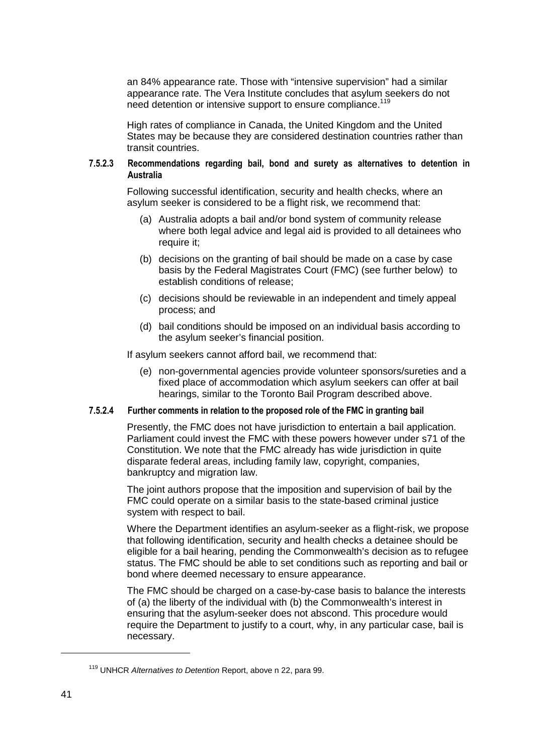an 84% appearance rate. Those with "intensive supervision" had a similar appearance rate. The Vera Institute concludes that asylum seekers do not need detention or intensive support to ensure compliance.[119]

High rates of compliance in Canada, the United Kingdom and the United States may be because they are considered destination countries rather than transit countries.

#### 7.5.2.3 Recommendations regarding bail, bond and surety as alternatives to detention in Australia

Following successful identification, security and health checks, where an asylum seeker is considered to be a flight risk, we recommend that:

(a) Australia adopts a bail and/or bond system of community release where both legal advice and legal aid is provided to all detainees who require it;

(b) decisions on the granting of bail should be made on a case by case basis by the Federal Magistrates Court (FMC) (see further below) to establish conditions of release;

(c) decisions should be reviewable in an independent and timely appeal process; and

(d) bail conditions should be imposed on an individual basis according to the asylum seeker's financial position.

If asylum seekers cannot afford bail, we recommend that:

(e) non-governmental agencies provide volunteer sponsors/sureties and a fixed place of accommodation which asylum seekers can offer at bail hearings, similar to the Toronto Bail Program described above.

#### 7.5.2.4 Further comments in relation to the proposed role of the FMC in granting bail

Presently, the FMC does not have jurisdiction to entertain a bail application. Parliament could invest the FMC with these powers however under s71 of the Constitution. We note that the FMC already has wide jurisdiction in quite disparate federal areas, including family law, copyright, companies, bankruptcy and migration law.

The joint authors propose that the imposition and supervision of bail by the FMC could operate on a similar basis to the state-based criminal justice system with respect to bail.

Where the Department identifies an asylum-seeker as a flight-risk, we propose that following identification, security and health checks a detainee should be eligible for a bail hearing, pending the Commonwealth's decision as to refugee status. The FMC should be able to set conditions such as reporting and bail or bond where deemed necessary to ensure appearance.

The FMC should be charged on a case-by-case basis to balance the interests of (a) the liberty of the individual with (b) the Commonwealth's interest in ensuring that the asylum-seeker does not abscond. This procedure would require the Department to justify to a court, why, in any particular case, bail is necessary.

---

[119] UNHCR *Alternatives to Detention* Report, above n 22, para 99.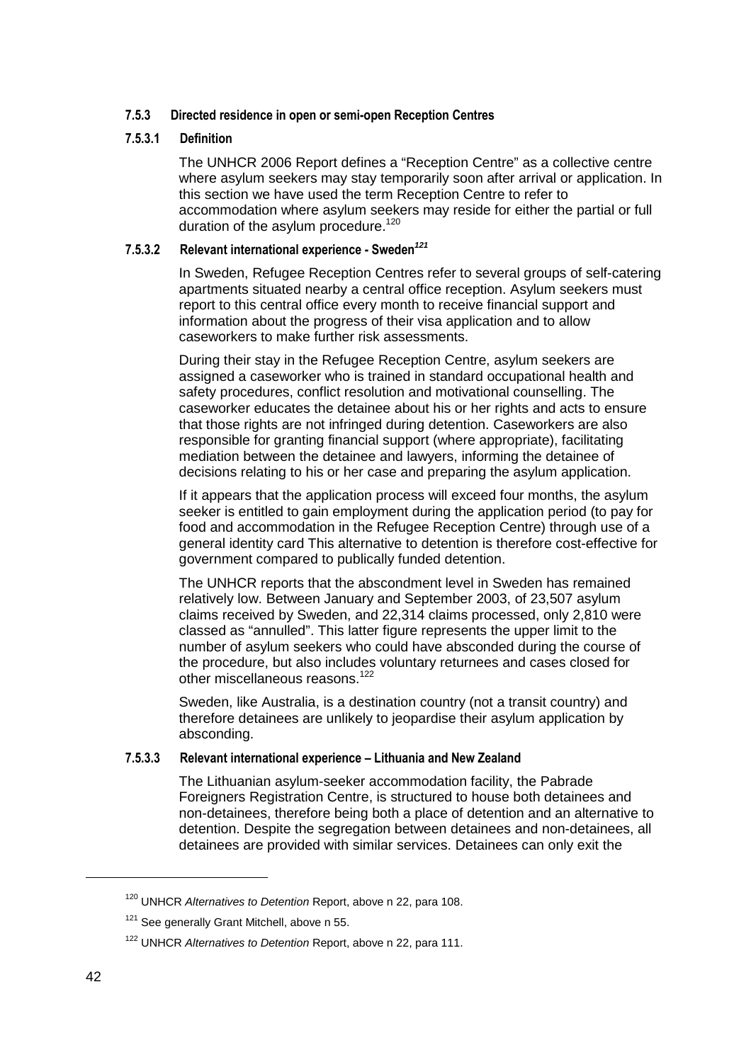#### 7.5.3 Directed residence in open or semi-open Reception Centres

##### 7.5.3.1 Definition

The UNHCR 2006 Report defines a "Reception Centre" as a collective centre where asylum seekers may stay temporarily soon after arrival or application. In this section we have used the term Reception Centre to refer to accommodation where asylum seekers may reside for either the partial or full duration of the asylum procedure.[120]

##### 7.5.3.2 Relevant international experience - Sweden[121]

In Sweden, Refugee Reception Centres refer to several groups of self-catering apartments situated nearby a central office reception. Asylum seekers must report to this central office every month to receive financial support and information about the progress of their visa application and to allow caseworkers to make further risk assessments.

During their stay in the Refugee Reception Centre, asylum seekers are assigned a caseworker who is trained in standard occupational health and safety procedures, conflict resolution and motivational counselling. The caseworker educates the detainee about his or her rights and acts to ensure that those rights are not infringed during detention. Caseworkers are also responsible for granting financial support (where appropriate), facilitating mediation between the detainee and lawyers, informing the detainee of decisions relating to his or her case and preparing the asylum application.

If it appears that the application process will exceed four months, the asylum seeker is entitled to gain employment during the application period (to pay for food and accommodation in the Refugee Reception Centre) through use of a general identity card This alternative to detention is therefore cost-effective for government compared to publically funded detention.

The UNHCR reports that the abscondment level in Sweden has remained relatively low. Between January and September 2003, of 23,507 asylum claims received by Sweden, and 22,314 claims processed, only 2,810 were classed as "annulled". This latter figure represents the upper limit to the number of asylum seekers who could have absconded during the course of the procedure, but also includes voluntary returnees and cases closed for other miscellaneous reasons.[122]

Sweden, like Australia, is a destination country (not a transit country) and therefore detainees are unlikely to jeopardise their asylum application by absconding.

##### 7.5.3.3 Relevant international experience – Lithuania and New Zealand

The Lithuanian asylum-seeker accommodation facility, the Pabrade Foreigners Registration Centre, is structured to house both detainees and non-detainees, therefore being both a place of detention and an alternative to detention. Despite the segregation between detainees and non-detainees, all detainees are provided with similar services. Detainees can only exit the

---

[120] UNHCR *Alternatives to Detention* Report, above n 22, para 108.

[121] See generally Grant Mitchell, above n 55.

[122] UNHCR *Alternatives to Detention* Report, above n 22, para 111.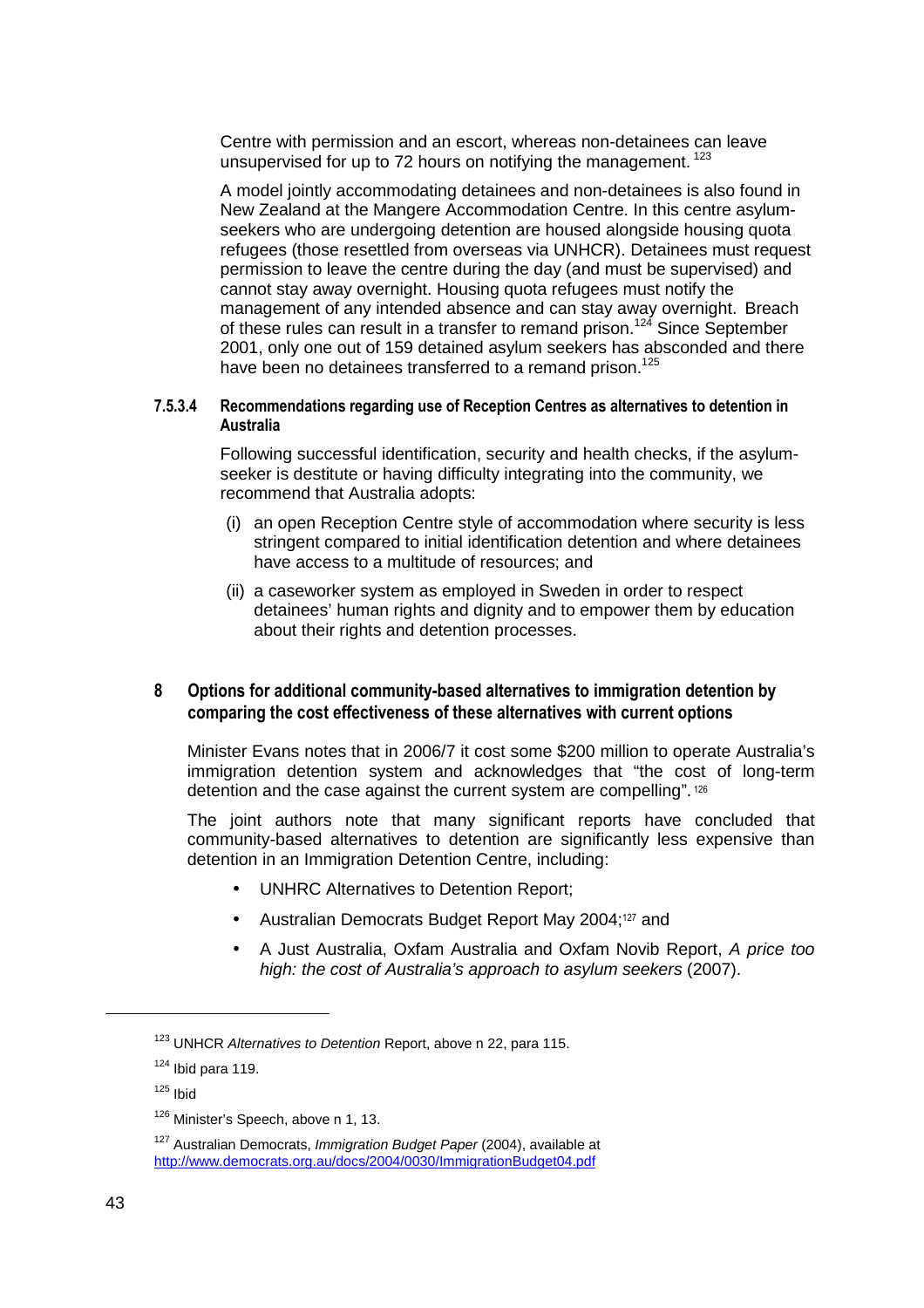Centre with permission and an escort, whereas non-detainees can leave unsupervised for up to 72 hours on notifying the management.[123]

A model jointly accommodating detainees and non-detainees is also found in New Zealand at the Mangere Accommodation Centre. In this centre asylum-seekers who are undergoing detention are housed alongside housing quota refugees (those resettled from overseas via UNHCR). Detainees must request permission to leave the centre during the day (and must be supervised) and cannot stay away overnight. Housing quota refugees must notify the management of any intended absence and can stay away overnight. Breach of these rules can result in a transfer to remand prison.[124] Since September 2001, only one out of 159 detained asylum seekers has absconded and there have been no detainees transferred to a remand prison.[125]

#### 7.5.3.4 Recommendations regarding use of Reception Centres as alternatives to detention in Australia

Following successful identification, security and health checks, if the asylum-seeker is destitute or having difficulty integrating into the community, we recommend that Australia adopts:

(i) an open Reception Centre style of accommodation where security is less stringent compared to initial identification detention and where detainees have access to a multitude of resources; and

(ii) a caseworker system as employed in Sweden in order to respect detainees' human rights and dignity and to empower them by education about their rights and detention processes.

## 8 Options for additional community-based alternatives to immigration detention by comparing the cost effectiveness of these alternatives with current options

Minister Evans notes that in 2006/7 it cost some $200 million to operate Australia's immigration detention system and acknowledges that "the cost of long-term detention and the case against the current system are compelling".[126]

The joint authors note that many significant reports have concluded that community-based alternatives to detention are significantly less expensive than detention in an Immigration Detention Centre, including:

- UNHRC Alternatives to Detention Report;
- Australian Democrats Budget Report May 2004;[127] and
- A Just Australia, Oxfam Australia and Oxfam Novib Report, *A price too high: the cost of Australia's approach to asylum seekers* (2007).

---

[123] UNHCR *Alternatives to Detention* Report, above n 22, para 115.

[124] Ibid para 119.

[125] Ibid

[126] Minister's Speech, above n 1, 13.

[127] Australian Democrats, *Immigration Budget Paper* (2004), available at http://www.democrats.org.au/docs/2004/0030/ImmigrationBudget04.pdf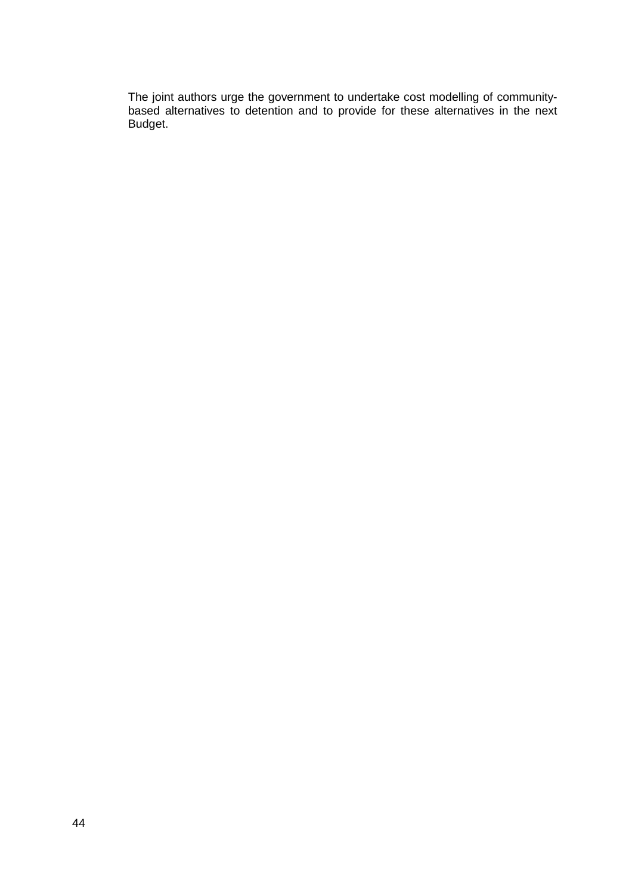The joint authors urge the government to undertake cost modelling of community-based alternatives to detention and to provide for these alternatives in the next Budget.